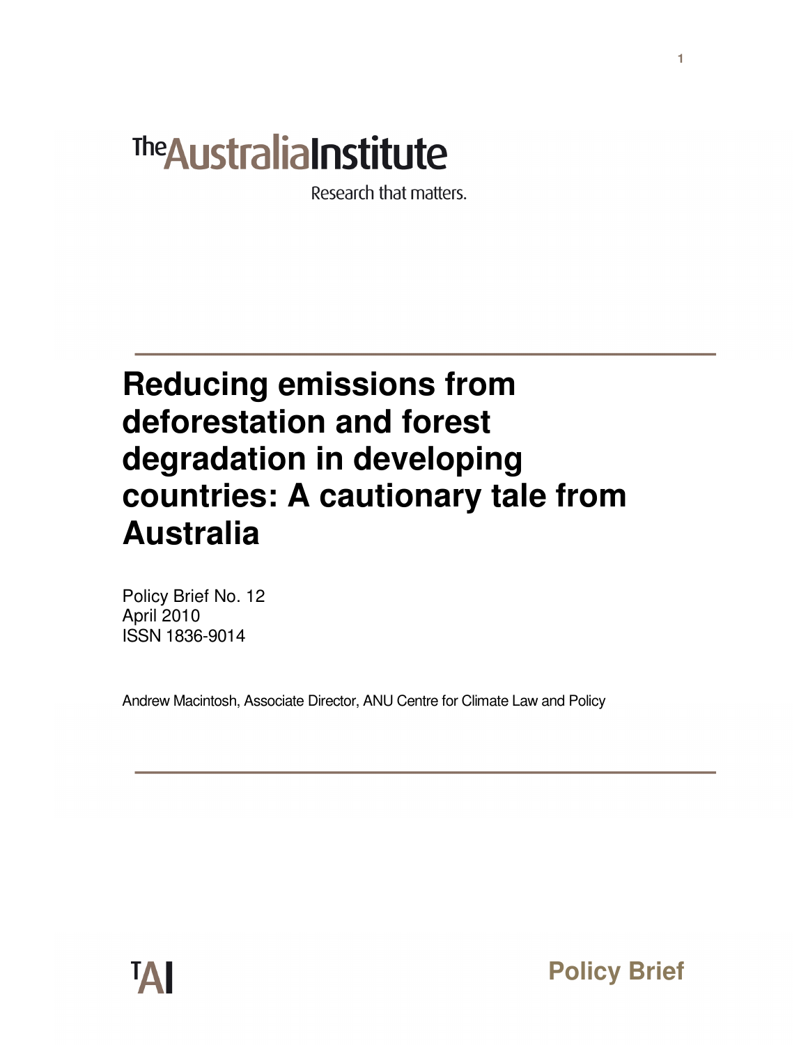The Australia Institute

Research that matters.

# Reducing emissions from deforestation and forest degradation in developing countries: A cautionary tale from Australia

Policy Brief No. 12
April 2010
ISSN 1836-9014

Andrew Macintosh, Associate Director, ANU Centre for Climate Law and Policy

TAI

Policy Brief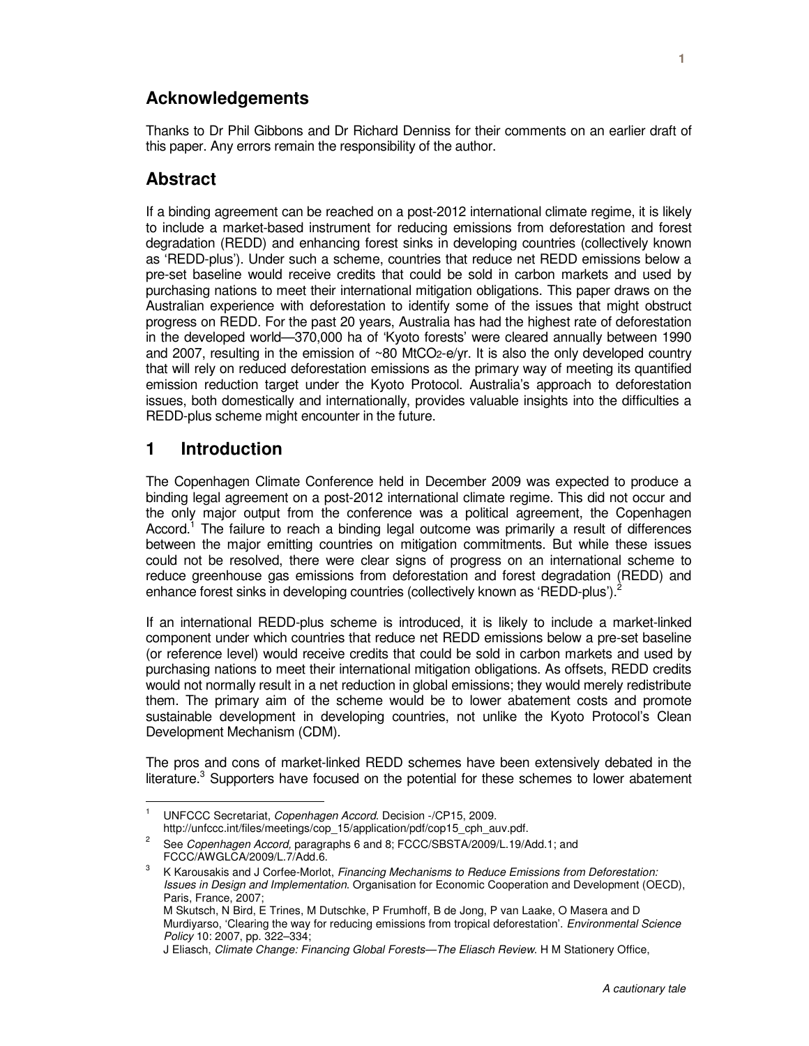## Acknowledgements

Thanks to Dr Phil Gibbons and Dr Richard Denniss for their comments on an earlier draft of this paper. Any errors remain the responsibility of the author.

## Abstract

If a binding agreement can be reached on a post-2012 international climate regime, it is likely to include a market-based instrument for reducing emissions from deforestation and forest degradation (REDD) and enhancing forest sinks in developing countries (collectively known as 'REDD-plus'). Under such a scheme, countries that reduce net REDD emissions below a pre-set baseline would receive credits that could be sold in carbon markets and used by purchasing nations to meet their international mitigation obligations. This paper draws on the Australian experience with deforestation to identify some of the issues that might obstruct progress on REDD. For the past 20 years, Australia has had the highest rate of deforestation in the developed world—370,000 ha of 'Kyoto forests' were cleared annually between 1990 and 2007, resulting in the emission of ~80 $MtCO_2$-e/yr. It is also the only developed country that will rely on reduced deforestation emissions as the primary way of meeting its quantified emission reduction target under the Kyoto Protocol. Australia's approach to deforestation issues, both domestically and internationally, provides valuable insights into the difficulties a REDD-plus scheme might encounter in the future.

## 1 Introduction

The Copenhagen Climate Conference held in December 2009 was expected to produce a binding legal agreement on a post-2012 international climate regime. This did not occur and the only major output from the conference was a political agreement, the Copenhagen Accord.[1] The failure to reach a binding legal outcome was primarily a result of differences between the major emitting countries on mitigation commitments. But while these issues could not be resolved, there were clear signs of progress on an international scheme to reduce greenhouse gas emissions from deforestation and forest degradation (REDD) and enhance forest sinks in developing countries (collectively known as 'REDD-plus').[2]

If an international REDD-plus scheme is introduced, it is likely to include a market-linked component under which countries that reduce net REDD emissions below a pre-set baseline (or reference level) would receive credits that could be sold in carbon markets and used by purchasing nations to meet their international mitigation obligations. As offsets, REDD credits would not normally result in a net reduction in global emissions; they would merely redistribute them. The primary aim of the scheme would be to lower abatement costs and promote sustainable development in developing countries, not unlike the Kyoto Protocol's Clean Development Mechanism (CDM).

The pros and cons of market-linked REDD schemes have been extensively debated in the literature.[3] Supporters have focused on the potential for these schemes to lower abatement

---

[1] UNFCCC Secretariat, *Copenhagen Accord*. Decision -/CP15, 2009. http://unfccc.int/files/meetings/cop_15/application/pdf/cop15_cph_auv.pdf.

[2] See *Copenhagen Accord,* paragraphs 6 and 8; FCCC/SBSTA/2009/L.19/Add.1; and FCCC/AWGLCA/2009/L.7/Add.6.

[3] K Karousakis and J Corfee-Morlot, *Financing Mechanisms to Reduce Emissions from Deforestation: Issues in Design and Implementation*. Organisation for Economic Cooperation and Development (OECD), Paris, France, 2007;
M Skutsch, N Bird, E Trines, M Dutschke, P Frumhoff, B de Jong, P van Laake, O Masera and D Murdiyarso, 'Clearing the way for reducing emissions from tropical deforestation'. *Environmental Science Policy* 10: 2007, pp. 322–334;
J Eliasch, *Climate Change: Financing Global Forests—The Eliasch Review*. H M Stationery Office,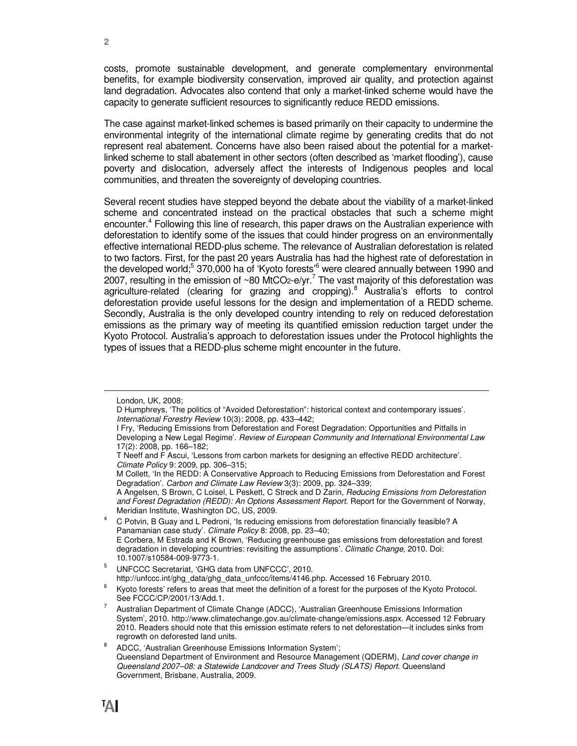costs, promote sustainable development, and generate complementary environmental benefits, for example biodiversity conservation, improved air quality, and protection against land degradation. Advocates also contend that only a market-linked scheme would have the capacity to generate sufficient resources to significantly reduce REDD emissions.

The case against market-linked schemes is based primarily on their capacity to undermine the environmental integrity of the international climate regime by generating credits that do not represent real abatement. Concerns have also been raised about the potential for a market-linked scheme to stall abatement in other sectors (often described as 'market flooding'), cause poverty and dislocation, adversely affect the interests of Indigenous peoples and local communities, and threaten the sovereignty of developing countries.

Several recent studies have stepped beyond the debate about the viability of a market-linked scheme and concentrated instead on the practical obstacles that such a scheme might encounter.[4] Following this line of research, this paper draws on the Australian experience with deforestation to identify some of the issues that could hinder progress on an environmentally effective international REDD-plus scheme. The relevance of Australian deforestation is related to two factors. First, for the past 20 years Australia has had the highest rate of deforestation in the developed world;[5] 370,000 ha of 'Kyoto forests'[6] were cleared annually between 1990 and 2007, resulting in the emission of ~80 $MtCO_2$-e/yr.[7] The vast majority of this deforestation was agriculture-related (clearing for grazing and cropping).[8] Australia's efforts to control deforestation provide useful lessons for the design and implementation of a REDD scheme. Secondly, Australia is the only developed country intending to rely on reduced deforestation emissions as the primary way of meeting its quantified emission reduction target under the Kyoto Protocol. Australia's approach to deforestation issues under the Protocol highlights the types of issues that a REDD-plus scheme might encounter in the future.

---

London, UK, 2008;
D Humphreys, 'The politics of "Avoided Deforestation": historical context and contemporary issues'. *International Forestry Review* 10(3): 2008, pp. 433–442;
I Fry, 'Reducing Emissions from Deforestation and Forest Degradation: Opportunities and Pitfalls in Developing a New Legal Regime'. *Review of European Community and International Environmental Law* 17(2): 2008, pp. 166–182;
T Neeff and F Ascui, 'Lessons from carbon markets for designing an effective REDD architecture'. *Climate Policy* 9: 2009, pp. 306–315;
M Collett, 'In the REDD: A Conservative Approach to Reducing Emissions from Deforestation and Forest Degradation'. *Carbon and Climate Law Review* 3(3): 2009, pp. 324–339;
A Angelsen, S Brown, C Loisel, L Peskett, C Streck and D Zarin, *Reducing Emissions from Deforestation and Forest Degradation (REDD): An Options Assessment Report*. Report for the Government of Norway, Meridian Institute, Washington DC, US, 2009.

[4] C Potvin, B Guay and L Pedroni, 'Is reducing emissions from deforestation financially feasible? A Panamanian case study'. *Climate Policy* 8: 2008, pp. 23–40;
E Corbera, M Estrada and K Brown, 'Reducing greenhouse gas emissions from deforestation and forest degradation in developing countries: revisiting the assumptions'. *Climatic Change*, 2010. Doi: 10.1007/s10584-009-9773-1.

[5] UNFCCC Secretariat, 'GHG data from UNFCCC', 2010. http://unfccc.int/ghg_data/ghg_data_unfccc/items/4146.php. Accessed 16 February 2010.

[6] Kyoto forests' refers to areas that meet the definition of a forest for the purposes of the Kyoto Protocol. See FCCC/CP/2001/13/Add.1.

[7] Australian Department of Climate Change (ADCC), 'Australian Greenhouse Emissions Information System', 2010. http://www.climatechange.gov.au/climate-change/emissions.aspx. Accessed 12 February 2010. Readers should note that this emission estimate refers to net deforestation—it includes sinks from regrowth on deforested land units.

[8] ADCC, 'Australian Greenhouse Emissions Information System';
Queensland Department of Environment and Resource Management (QDERM), *Land cover change in Queensland 2007–08: a Statewide Landcover and Trees Study (SLATS) Report*. Queensland Government, Brisbane, Australia, 2009.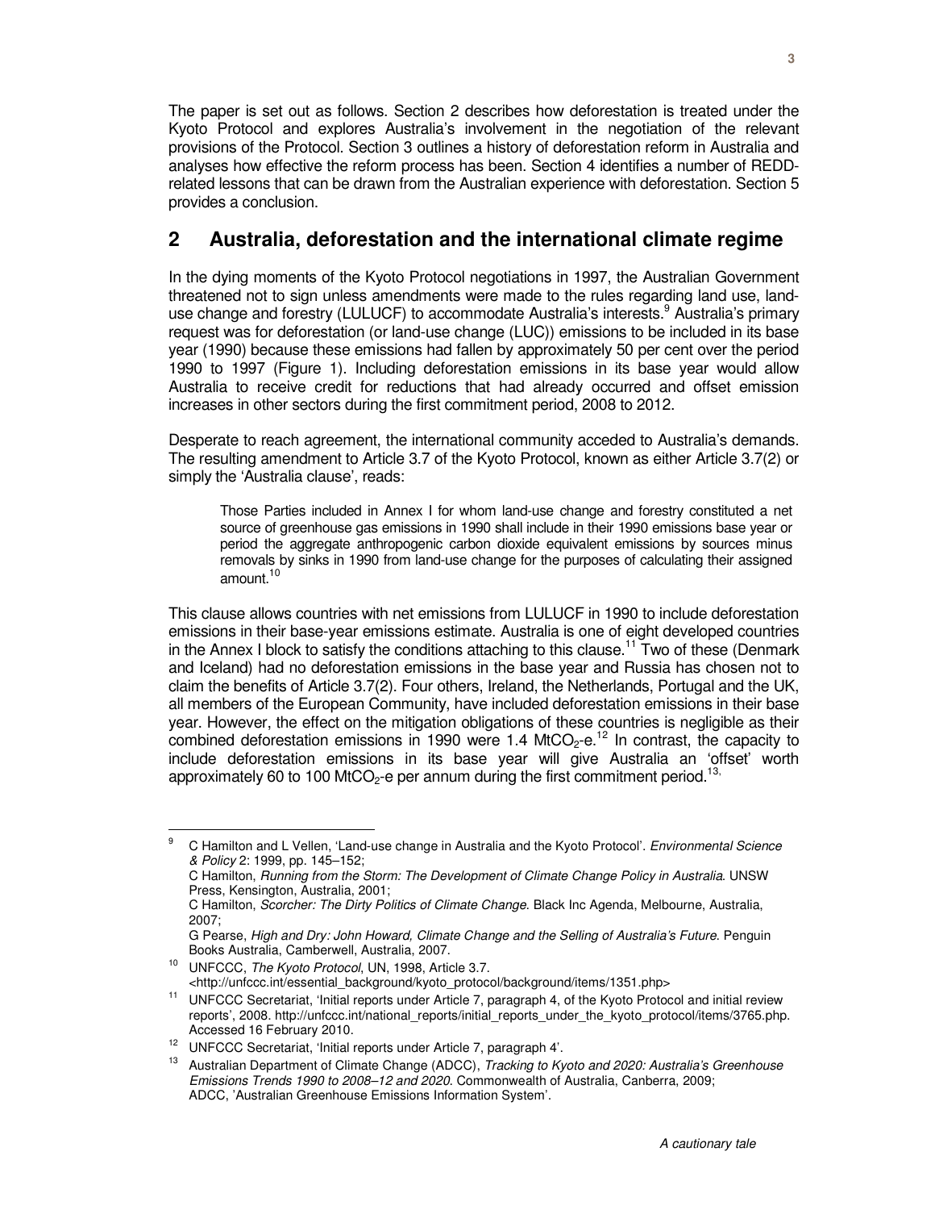The paper is set out as follows. Section 2 describes how deforestation is treated under the Kyoto Protocol and explores Australia's involvement in the negotiation of the relevant provisions of the Protocol. Section 3 outlines a history of deforestation reform in Australia and analyses how effective the reform process has been. Section 4 identifies a number of REDD-related lessons that can be drawn from the Australian experience with deforestation. Section 5 provides a conclusion.

## 2 Australia, deforestation and the international climate regime

In the dying moments of the Kyoto Protocol negotiations in 1997, the Australian Government threatened not to sign unless amendments were made to the rules regarding land use, land-use change and forestry (LULUCF) to accommodate Australia's interests.[9] Australia's primary request was for deforestation (or land-use change (LUC)) emissions to be included in its base year (1990) because these emissions had fallen by approximately 50 per cent over the period 1990 to 1997 (Figure 1). Including deforestation emissions in its base year would allow Australia to receive credit for reductions that had already occurred and offset emission increases in other sectors during the first commitment period, 2008 to 2012.

Desperate to reach agreement, the international community acceded to Australia's demands. The resulting amendment to Article 3.7 of the Kyoto Protocol, known as either Article 3.7(2) or simply the 'Australia clause', reads:

> Those Parties included in Annex I for whom land-use change and forestry constituted a net source of greenhouse gas emissions in 1990 shall include in their 1990 emissions base year or period the aggregate anthropogenic carbon dioxide equivalent emissions by sources minus removals by sinks in 1990 from land-use change for the purposes of calculating their assigned amount.[10]

This clause allows countries with net emissions from LULUCF in 1990 to include deforestation emissions in their base-year emissions estimate. Australia is one of eight developed countries in the Annex I block to satisfy the conditions attaching to this clause.[11] Two of these (Denmark and Iceland) had no deforestation emissions in the base year and Russia has chosen not to claim the benefits of Article 3.7(2). Four others, Ireland, the Netherlands, Portugal and the UK, all members of the European Community, have included deforestation emissions in their base year. However, the effect on the mitigation obligations of these countries is negligible as their combined deforestation emissions in 1990 were 1.4 Mt$CO_2$-e.[12] In contrast, the capacity to include deforestation emissions in its base year will give Australia an 'offset' worth approximately 60 to 100 Mt$CO_2$-e per annum during the first commitment period.[13]

---

[9] C Hamilton and L Vellen, 'Land-use change in Australia and the Kyoto Protocol'. *Environmental Science & Policy* 2: 1999, pp. 145–152;
C Hamilton, *Running from the Storm: The Development of Climate Change Policy in Australia*. UNSW Press, Kensington, Australia, 2001;
C Hamilton, *Scorcher: The Dirty Politics of Climate Change*. Black Inc Agenda, Melbourne, Australia, 2007;
G Pearse, *High and Dry: John Howard, Climate Change and the Selling of Australia's Future*. Penguin Books Australia, Camberwell, Australia, 2007.

[10] UNFCCC, *The Kyoto Protocol*, UN, 1998, Article 3.7.
<http://unfccc.int/essential_background/kyoto_protocol/background/items/1351.php>

[11] UNFCCC Secretariat, 'Initial reports under Article 7, paragraph 4, of the Kyoto Protocol and initial review reports', 2008. http://unfccc.int/national_reports/initial_reports_under_the_kyoto_protocol/items/3765.php. Accessed 16 February 2010.

[12] UNFCCC Secretariat, 'Initial reports under Article 7, paragraph 4'.

[13] Australian Department of Climate Change (ADCC), *Tracking to Kyoto and 2020: Australia's Greenhouse Emissions Trends 1990 to 2008–12 and 2020*. Commonwealth of Australia, Canberra, 2009;
ADCC, 'Australian Greenhouse Emissions Information System'.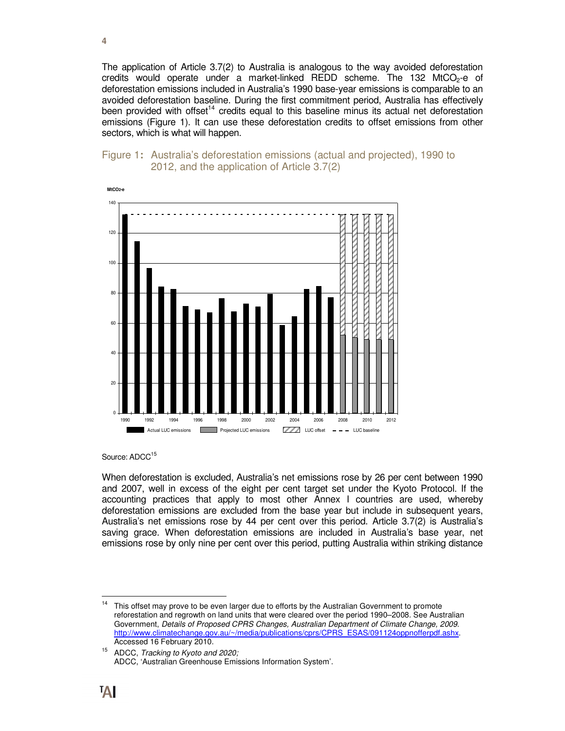The application of Article 3.7(2) to Australia is analogous to the way avoided deforestation credits would operate under a market-linked REDD scheme. The 132 $MtCO_2$-e of deforestation emissions included in Australia's 1990 base-year emissions is comparable to an avoided deforestation baseline. During the first commitment period, Australia has effectively been provided with offset[14] credits equal to this baseline minus its actual net deforestation emissions (Figure 1). It can use these deforestation credits to offset emissions from other sectors, which is what will happen.

Figure 1: Australia's deforestation emissions (actual and projected), 1990 to 2012, and the application of Article 3.7(2)

Source: ADCC[15]

When deforestation is excluded, Australia's net emissions rose by 26 per cent between 1990 and 2007, well in excess of the eight per cent target set under the Kyoto Protocol. If the accounting practices that apply to most other Annex I countries are used, whereby deforestation emissions are excluded from the base year but include in subsequent years, Australia's net emissions rose by 44 per cent over this period. Article 3.7(2) is Australia's saving grace. When deforestation emissions are included in Australia's base year, net emissions rose by only nine per cent over this period, putting Australia within striking distance

[14] This offset may prove to be even larger due to efforts by the Australian Government to promote reforestation and regrowth on land units that were cleared over the period 1990–2008. See Australian Government, *Details of Proposed CPRS Changes, Australian Department of Climate Change, 2009*. http://www.climatechange.gov.au/~/media/publications/cprs/CPRS_ESAS/091124oppnofferpdf.ashx. Accessed 16 February 2010.

[15] ADCC, *Tracking to Kyoto and 2020;* ADCC, 'Australian Greenhouse Emissions Information System'.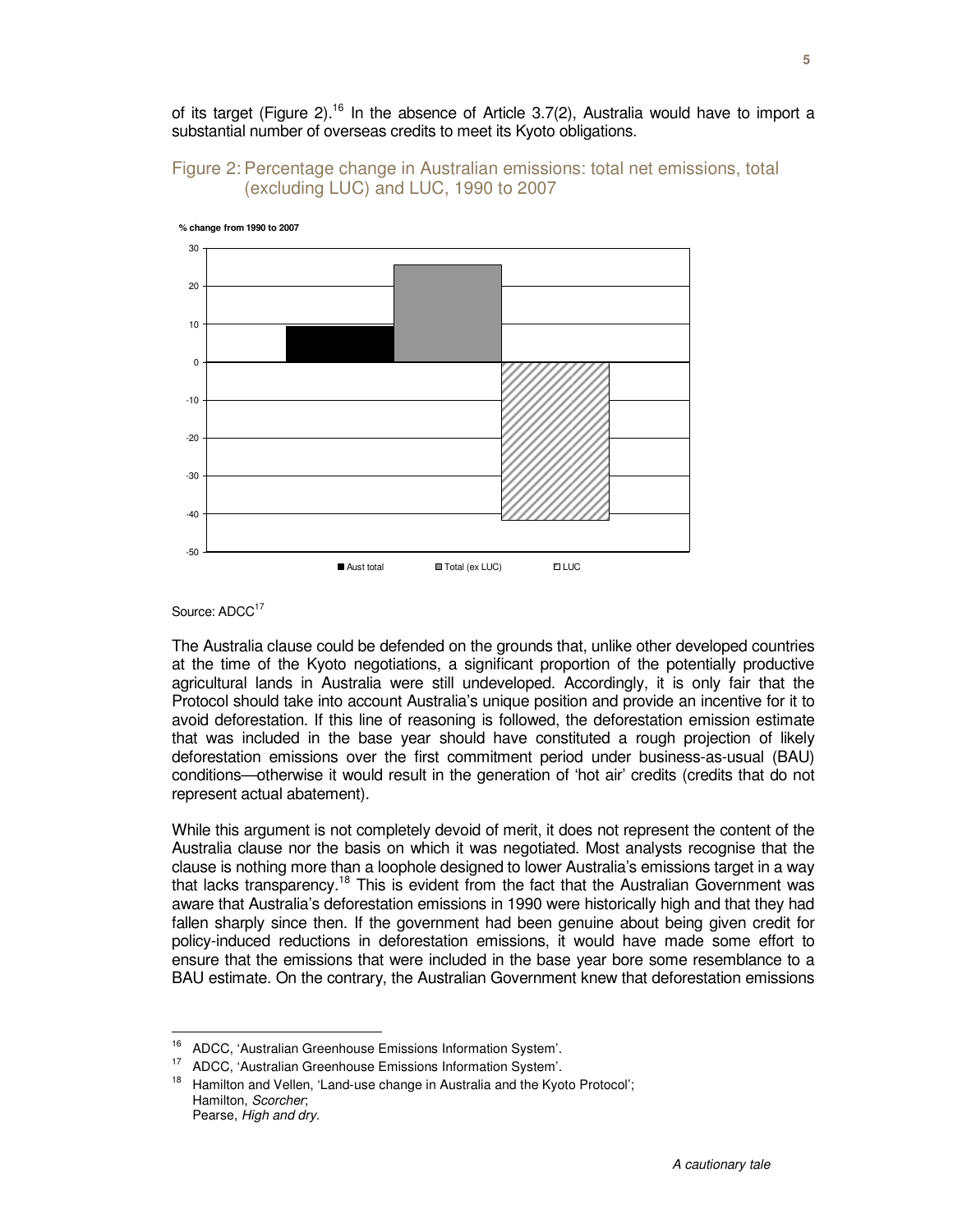of its target (Figure 2).[16] In the absence of Article 3.7(2), Australia would have to import a substantial number of overseas credits to meet its Kyoto obligations.

## Figure 2: Percentage change in Australian emissions: total net emissions, total (excluding LUC) and LUC, 1990 to 2007

Source: ADCC[17]

The Australia clause could be defended on the grounds that, unlike other developed countries at the time of the Kyoto negotiations, a significant proportion of the potentially productive agricultural lands in Australia were still undeveloped. Accordingly, it is only fair that the Protocol should take into account Australia's unique position and provide an incentive for it to avoid deforestation. If this line of reasoning is followed, the deforestation emission estimate that was included in the base year should have constituted a rough projection of likely deforestation emissions over the first commitment period under business-as-usual (BAU) conditions—otherwise it would result in the generation of 'hot air' credits (credits that do not represent actual abatement).

While this argument is not completely devoid of merit, it does not represent the content of the Australia clause nor the basis on which it was negotiated. Most analysts recognise that the clause is nothing more than a loophole designed to lower Australia's emissions target in a way that lacks transparency.[18] This is evident from the fact that the Australian Government was aware that Australia's deforestation emissions in 1990 were historically high and that they had fallen sharply since then. If the government had been genuine about being given credit for policy-induced reductions in deforestation emissions, it would have made some effort to ensure that the emissions that were included in the base year bore some resemblance to a BAU estimate. On the contrary, the Australian Government knew that deforestation emissions

---

[16] ADCC, 'Australian Greenhouse Emissions Information System'.

[17] ADCC, 'Australian Greenhouse Emissions Information System'.

[18] Hamilton and Vellen, 'Land-use change in Australia and the Kyoto Protocol'; Hamilton, *Scorcher*; Pearse, *High and dry*.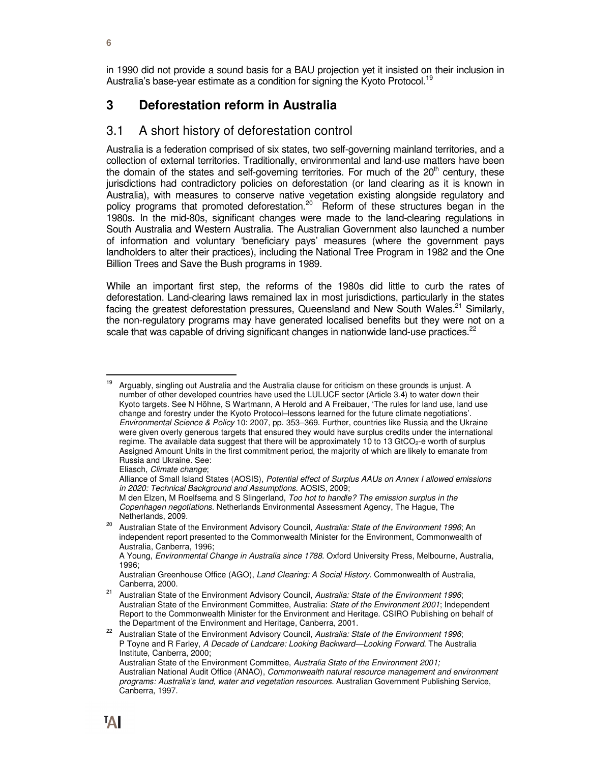in 1990 did not provide a sound basis for a BAU projection yet it insisted on their inclusion in Australia's base-year estimate as a condition for signing the Kyoto Protocol.[19]

# 3 Deforestation reform in Australia

## 3.1 A short history of deforestation control

Australia is a federation comprised of six states, two self-governing mainland territories, and a collection of external territories. Traditionally, environmental and land-use matters have been the domain of the states and self-governing territories. For much of the 20th century, these jurisdictions had contradictory policies on deforestation (or land clearing as it is known in Australia), with measures to conserve native vegetation existing alongside regulatory and policy programs that promoted deforestation.[20] Reform of these structures began in the 1980s. In the mid-80s, significant changes were made to the land-clearing regulations in South Australia and Western Australia. The Australian Government also launched a number of information and voluntary 'beneficiary pays' measures (where the government pays landholders to alter their practices), including the National Tree Program in 1982 and the One Billion Trees and Save the Bush programs in 1989.

While an important first step, the reforms of the 1980s did little to curb the rates of deforestation. Land-clearing laws remained lax in most jurisdictions, particularly in the states facing the greatest deforestation pressures, Queensland and New South Wales.[21] Similarly, the non-regulatory programs may have generated localised benefits but they were not on a scale that was capable of driving significant changes in nationwide land-use practices.[22]

---

[19] Arguably, singling out Australia and the Australia clause for criticism on these grounds is unjust. A number of other developed countries have used the LULUCF sector (Article 3.4) to water down their Kyoto targets. See N Höhne, S Wartmann, A Herold and A Freibauer, 'The rules for land use, land use change and forestry under the Kyoto Protocol–lessons learned for the future climate negotiations'. *Environmental Science & Policy* 10: 2007, pp. 353–369. Further, countries like Russia and the Ukraine were given overly generous targets that ensured they would have surplus credits under the international regime. The available data suggest that there will be approximately 10 to 13 $GtCO_2$-e worth of surplus Assigned Amount Units in the first commitment period, the majority of which are likely to emanate from Russia and Ukraine. See:
Eliasch, *Climate change*;
Alliance of Small Island States (AOSIS), *Potential effect of Surplus AAUs on Annex I allowed emissions in 2020: Technical Background and Assumptions*. AOSIS, 2009;
M den Elzen, M Roelfsema and S Slingerland, *Too hot to handle? The emission surplus in the Copenhagen negotiations*. Netherlands Environmental Assessment Agency, The Hague, The Netherlands, 2009.

[20] Australian State of the Environment Advisory Council, *Australia: State of the Environment 1996*; An independent report presented to the Commonwealth Minister for the Environment, Commonwealth of Australia, Canberra, 1996;
A Young, *Environmental Change in Australia since 1788*. Oxford University Press, Melbourne, Australia, 1996;
Australian Greenhouse Office (AGO), *Land Clearing: A Social History*. Commonwealth of Australia, Canberra, 2000.

[21] Australian State of the Environment Advisory Council, *Australia: State of the Environment 1996*; Australian State of the Environment Committee, Australia: *State of the Environment 2001*; Independent Report to the Commonwealth Minister for the Environment and Heritage. CSIRO Publishing on behalf of the Department of the Environment and Heritage, Canberra, 2001.

[22] Australian State of the Environment Advisory Council, *Australia: State of the Environment 1996*; P Toyne and R Farley, *A Decade of Landcare: Looking Backward—Looking Forward*. The Australia Institute, Canberra, 2000;
Australian State of the Environment Committee, *Australia State of the Environment 2001;*
Australian National Audit Office (ANAO), *Commonwealth natural resource management and environment programs: Australia's land, water and vegetation resources*. Australian Government Publishing Service, Canberra, 1997.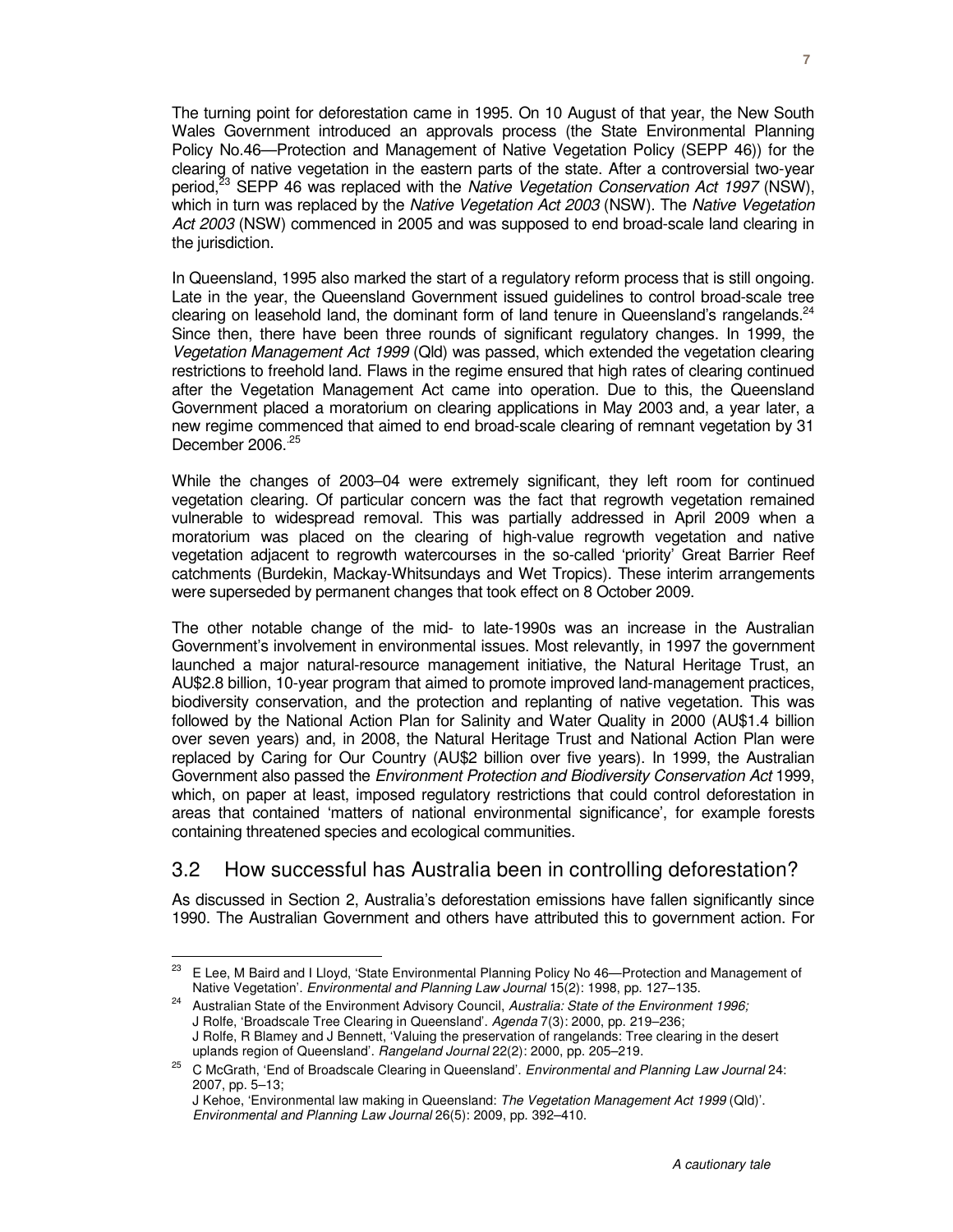The turning point for deforestation came in 1995. On 10 August of that year, the New South Wales Government introduced an approvals process (the State Environmental Planning Policy No.46—Protection and Management of Native Vegetation Policy (SEPP 46)) for the clearing of native vegetation in the eastern parts of the state. After a controversial two-year period,[23] SEPP 46 was replaced with the *Native Vegetation Conservation Act 1997* (NSW), which in turn was replaced by the *Native Vegetation Act 2003* (NSW). The *Native Vegetation Act 2003* (NSW) commenced in 2005 and was supposed to end broad-scale land clearing in the jurisdiction.

In Queensland, 1995 also marked the start of a regulatory reform process that is still ongoing. Late in the year, the Queensland Government issued guidelines to control broad-scale tree clearing on leasehold land, the dominant form of land tenure in Queensland's rangelands.[24] Since then, there have been three rounds of significant regulatory changes. In 1999, the *Vegetation Management Act 1999* (Qld) was passed, which extended the vegetation clearing restrictions to freehold land. Flaws in the regime ensured that high rates of clearing continued after the Vegetation Management Act came into operation. Due to this, the Queensland Government placed a moratorium on clearing applications in May 2003 and, a year later, a new regime commenced that aimed to end broad-scale clearing of remnant vegetation by 31 December 2006.[25]

While the changes of 2003–04 were extremely significant, they left room for continued vegetation clearing. Of particular concern was the fact that regrowth vegetation remained vulnerable to widespread removal. This was partially addressed in April 2009 when a moratorium was placed on the clearing of high-value regrowth vegetation and native vegetation adjacent to regrowth watercourses in the so-called 'priority' Great Barrier Reef catchments (Burdekin, Mackay-Whitsundays and Wet Tropics). These interim arrangements were superseded by permanent changes that took effect on 8 October 2009.

The other notable change of the mid- to late-1990s was an increase in the Australian Government's involvement in environmental issues. Most relevantly, in 1997 the government launched a major natural-resource management initiative, the Natural Heritage Trust, an AU$2.8 billion, 10-year program that aimed to promote improved land-management practices, biodiversity conservation, and the protection and replanting of native vegetation. This was followed by the National Action Plan for Salinity and Water Quality in 2000 (AU$1.4 billion over seven years) and, in 2008, the Natural Heritage Trust and National Action Plan were replaced by Caring for Our Country (AU$2 billion over five years). In 1999, the Australian Government also passed the *Environment Protection and Biodiversity Conservation Act* 1999, which, on paper at least, imposed regulatory restrictions that could control deforestation in areas that contained 'matters of national environmental significance', for example forests containing threatened species and ecological communities.

## 3.2 How successful has Australia been in controlling deforestation?

As discussed in Section 2, Australia's deforestation emissions have fallen significantly since 1990. The Australian Government and others have attributed this to government action. For

---

[23] E Lee, M Baird and I Lloyd, 'State Environmental Planning Policy No 46—Protection and Management of Native Vegetation'. *Environmental and Planning Law Journal* 15(2): 1998, pp. 127–135.

[24] Australian State of the Environment Advisory Council, *Australia: State of the Environment 1996;* J Rolfe, 'Broadscale Tree Clearing in Queensland'. *Agenda* 7(3): 2000, pp. 219–236; J Rolfe, R Blamey and J Bennett, 'Valuing the preservation of rangelands: Tree clearing in the desert uplands region of Queensland'. *Rangeland Journal* 22(2): 2000, pp. 205–219.

[25] C McGrath, 'End of Broadscale Clearing in Queensland'. *Environmental and Planning Law Journal* 24: 2007, pp. 5–13; J Kehoe, 'Environmental law making in Queensland: *The Vegetation Management Act 1999* (Qld)'. *Environmental and Planning Law Journal* 26(5): 2009, pp. 392–410.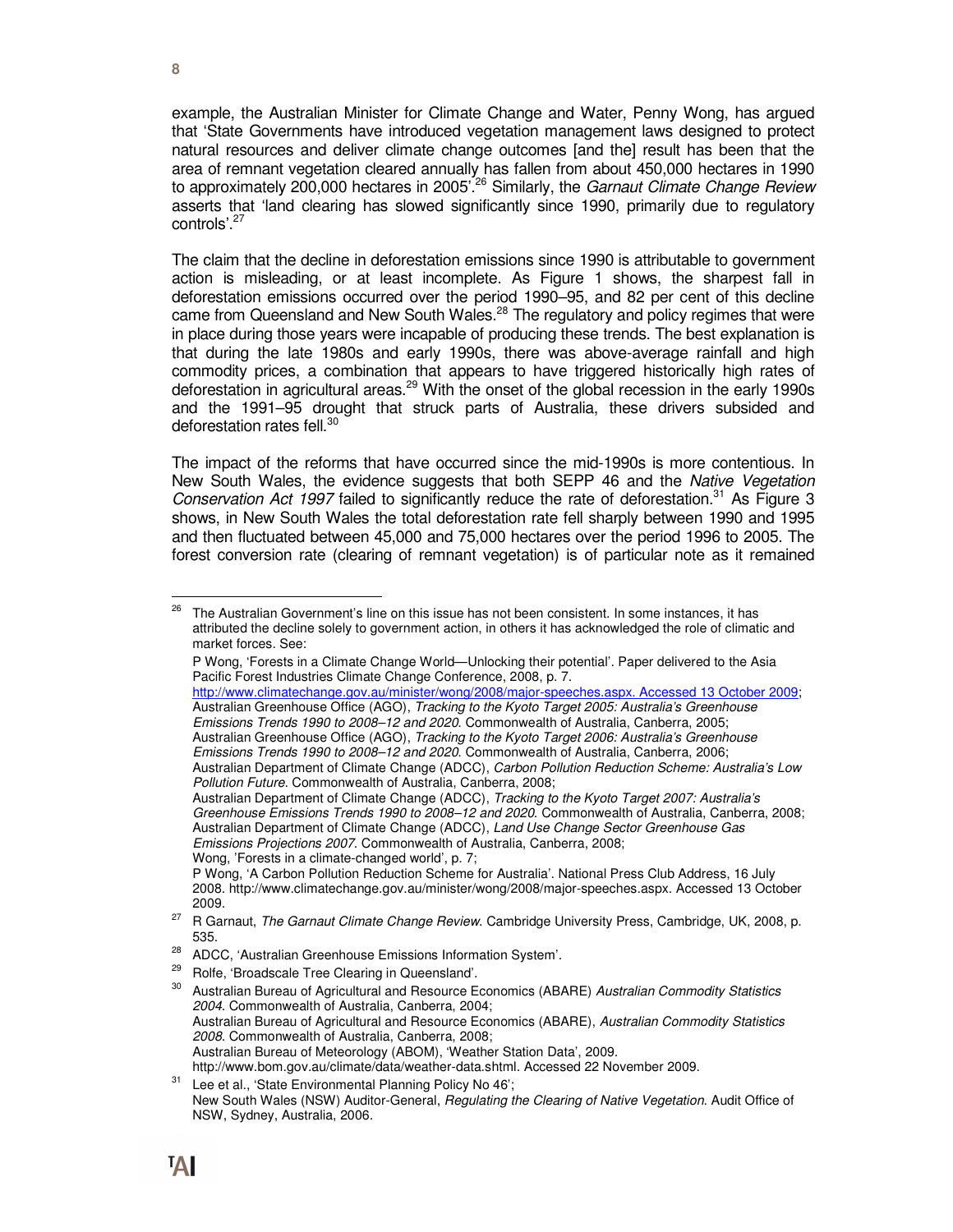example, the Australian Minister for Climate Change and Water, Penny Wong, has argued that 'State Governments have introduced vegetation management laws designed to protect natural resources and deliver climate change outcomes [and the] result has been that the area of remnant vegetation cleared annually has fallen from about 450,000 hectares in 1990 to approximately 200,000 hectares in 2005'.[26] Similarly, the *Garnaut Climate Change Review* asserts that 'land clearing has slowed significantly since 1990, primarily due to regulatory controls'.[27]

The claim that the decline in deforestation emissions since 1990 is attributable to government action is misleading, or at least incomplete. As Figure 1 shows, the sharpest fall in deforestation emissions occurred over the period 1990–95, and 82 per cent of this decline came from Queensland and New South Wales.[28] The regulatory and policy regimes that were in place during those years were incapable of producing these trends. The best explanation is that during the late 1980s and early 1990s, there was above-average rainfall and high commodity prices, a combination that appears to have triggered historically high rates of deforestation in agricultural areas.[29] With the onset of the global recession in the early 1990s and the 1991–95 drought that struck parts of Australia, these drivers subsided and deforestation rates fell.[30]

The impact of the reforms that have occurred since the mid-1990s is more contentious. In New South Wales, the evidence suggests that both SEPP 46 and the *Native Vegetation Conservation Act 1997* failed to significantly reduce the rate of deforestation.[31] As Figure 3 shows, in New South Wales the total deforestation rate fell sharply between 1990 and 1995 and then fluctuated between 45,000 and 75,000 hectares over the period 1996 to 2005. The forest conversion rate (clearing of remnant vegetation) is of particular note as it remained

---

[26] The Australian Government's line on this issue has not been consistent. In some instances, it has attributed the decline solely to government action, in others it has acknowledged the role of climatic and market forces. See:
P Wong, 'Forests in a Climate Change World—Unlocking their potential'. Paper delivered to the Asia Pacific Forest Industries Climate Change Conference, 2008, p. 7. http://www.climatechange.gov.au/minister/wong/2008/major-speeches.aspx. Accessed 13 October 2009;
Australian Greenhouse Office (AGO), *Tracking to the Kyoto Target 2005: Australia's Greenhouse Emissions Trends 1990 to 2008–12 and 2020*. Commonwealth of Australia, Canberra, 2005;
Australian Greenhouse Office (AGO), *Tracking to the Kyoto Target 2006: Australia's Greenhouse Emissions Trends 1990 to 2008–12 and 2020*. Commonwealth of Australia, Canberra, 2006;
Australian Department of Climate Change (ADCC), *Carbon Pollution Reduction Scheme: Australia's Low Pollution Future*. Commonwealth of Australia, Canberra, 2008;
Australian Department of Climate Change (ADCC), *Tracking to the Kyoto Target 2007: Australia's Greenhouse Emissions Trends 1990 to 2008–12 and 2020*. Commonwealth of Australia, Canberra, 2008;
Australian Department of Climate Change (ADCC), *Land Use Change Sector Greenhouse Gas Emissions Projections 2007*. Commonwealth of Australia, Canberra, 2008;
Wong, 'Forests in a climate-changed world', p. 7;
P Wong, 'A Carbon Pollution Reduction Scheme for Australia'. National Press Club Address, 16 July 2008. http://www.climatechange.gov.au/minister/wong/2008/major-speeches.aspx. Accessed 13 October 2009.

[27] R Garnaut, *The Garnaut Climate Change Review*. Cambridge University Press, Cambridge, UK, 2008, p. 535.

[28] ADCC, 'Australian Greenhouse Emissions Information System'.

[29] Rolfe, 'Broadscale Tree Clearing in Queensland'.

[30] Australian Bureau of Agricultural and Resource Economics (ABARE) *Australian Commodity Statistics 2004*. Commonwealth of Australia, Canberra, 2004;
Australian Bureau of Agricultural and Resource Economics (ABARE), *Australian Commodity Statistics 2008*. Commonwealth of Australia, Canberra, 2008;
Australian Bureau of Meteorology (ABOM), 'Weather Station Data', 2009. http://www.bom.gov.au/climate/data/weather-data.shtml. Accessed 22 November 2009.

[31] Lee et al., 'State Environmental Planning Policy No 46';
New South Wales (NSW) Auditor-General, *Regulating the Clearing of Native Vegetation*. Audit Office of NSW, Sydney, Australia, 2006.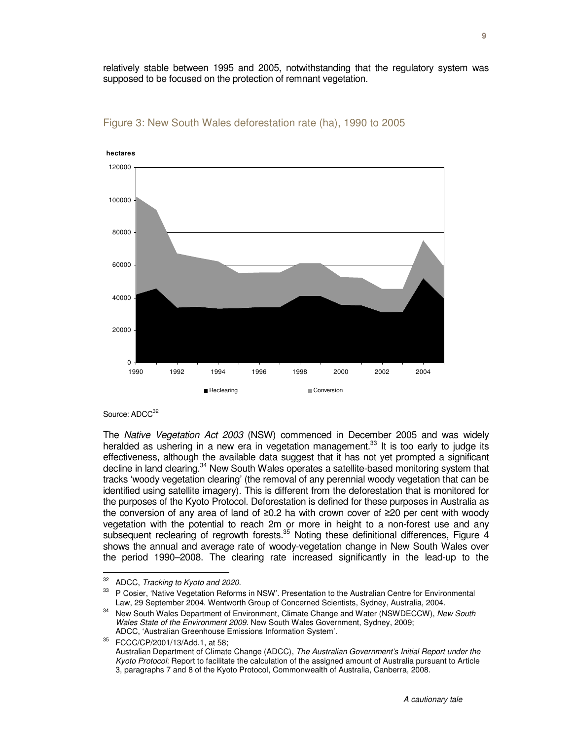relatively stable between 1995 and 2005, notwithstanding that the regulatory system was supposed to be focused on the protection of remnant vegetation.

### Figure 3: New South Wales deforestation rate (ha), 1990 to 2005

Source: ADCC[32]

The *Native Vegetation Act 2003* (NSW) commenced in December 2005 and was widely heralded as ushering in a new era in vegetation management.[33] It is too early to judge its effectiveness, although the available data suggest that it has not yet prompted a significant decline in land clearing.[34] New South Wales operates a satellite-based monitoring system that tracks 'woody vegetation clearing' (the removal of any perennial woody vegetation that can be identified using satellite imagery). This is different from the deforestation that is monitored for the purposes of the Kyoto Protocol. Deforestation is defined for these purposes in Australia as the conversion of any area of land of ≥0.2 ha with crown cover of ≥20 per cent with woody vegetation with the potential to reach 2m or more in height to a non-forest use and any subsequent reclearing of regrowth forests.[35] Noting these definitional differences, Figure 4 shows the annual and average rate of woody-vegetation change in New South Wales over the period 1990–2008. The clearing rate increased significantly in the lead-up to the

---

[32] ADCC, *Tracking to Kyoto and 2020*.

[33] P Cosier, 'Native Vegetation Reforms in NSW'. Presentation to the Australian Centre for Environmental Law, 29 September 2004. Wentworth Group of Concerned Scientists, Sydney, Australia, 2004.

[34] New South Wales Department of Environment, Climate Change and Water (NSWDECCW), *New South Wales State of the Environment 2009*. New South Wales Government, Sydney, 2009; ADCC, 'Australian Greenhouse Emissions Information System'.

[35] FCCC/CP/2001/13/Add.1, at 58; Australian Department of Climate Change (ADCC), *The Australian Government's Initial Report under the Kyoto Protocol*: Report to facilitate the calculation of the assigned amount of Australia pursuant to Article 3, paragraphs 7 and 8 of the Kyoto Protocol, Commonwealth of Australia, Canberra, 2008.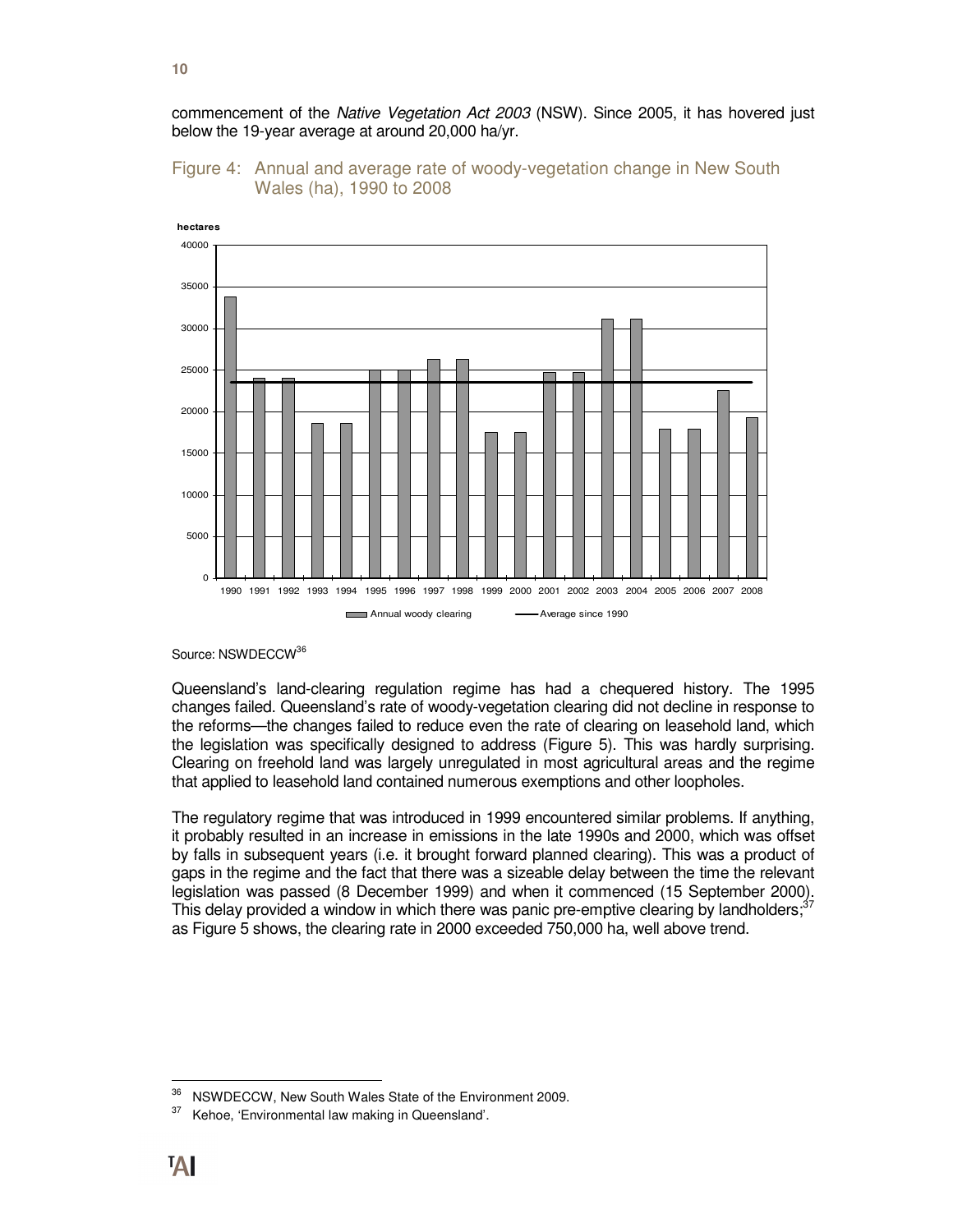commencement of the *Native Vegetation Act 2003* (NSW). Since 2005, it has hovered just below the 19-year average at around 20,000 ha/yr.

Figure 4: Annual and average rate of woody-vegetation change in New South Wales (ha), 1990 to 2008

Source: NSWDECCW[36]

Queensland's land-clearing regulation regime has had a chequered history. The 1995 changes failed. Queensland's rate of woody-vegetation clearing did not decline in response to the reforms—the changes failed to reduce even the rate of clearing on leasehold land, which the legislation was specifically designed to address (Figure 5). This was hardly surprising. Clearing on freehold land was largely unregulated in most agricultural areas and the regime that applied to leasehold land contained numerous exemptions and other loopholes.

The regulatory regime that was introduced in 1999 encountered similar problems. If anything, it probably resulted in an increase in emissions in the late 1990s and 2000, which was offset by falls in subsequent years (i.e. it brought forward planned clearing). This was a product of gaps in the regime and the fact that there was a sizeable delay between the time the relevant legislation was passed (8 December 1999) and when it commenced (15 September 2000). This delay provided a window in which there was panic pre-emptive clearing by landholders;[37] as Figure 5 shows, the clearing rate in 2000 exceeded 750,000 ha, well above trend.

[36] NSWDECCW, New South Wales State of the Environment 2009.

[37] Kehoe, 'Environmental law making in Queensland'.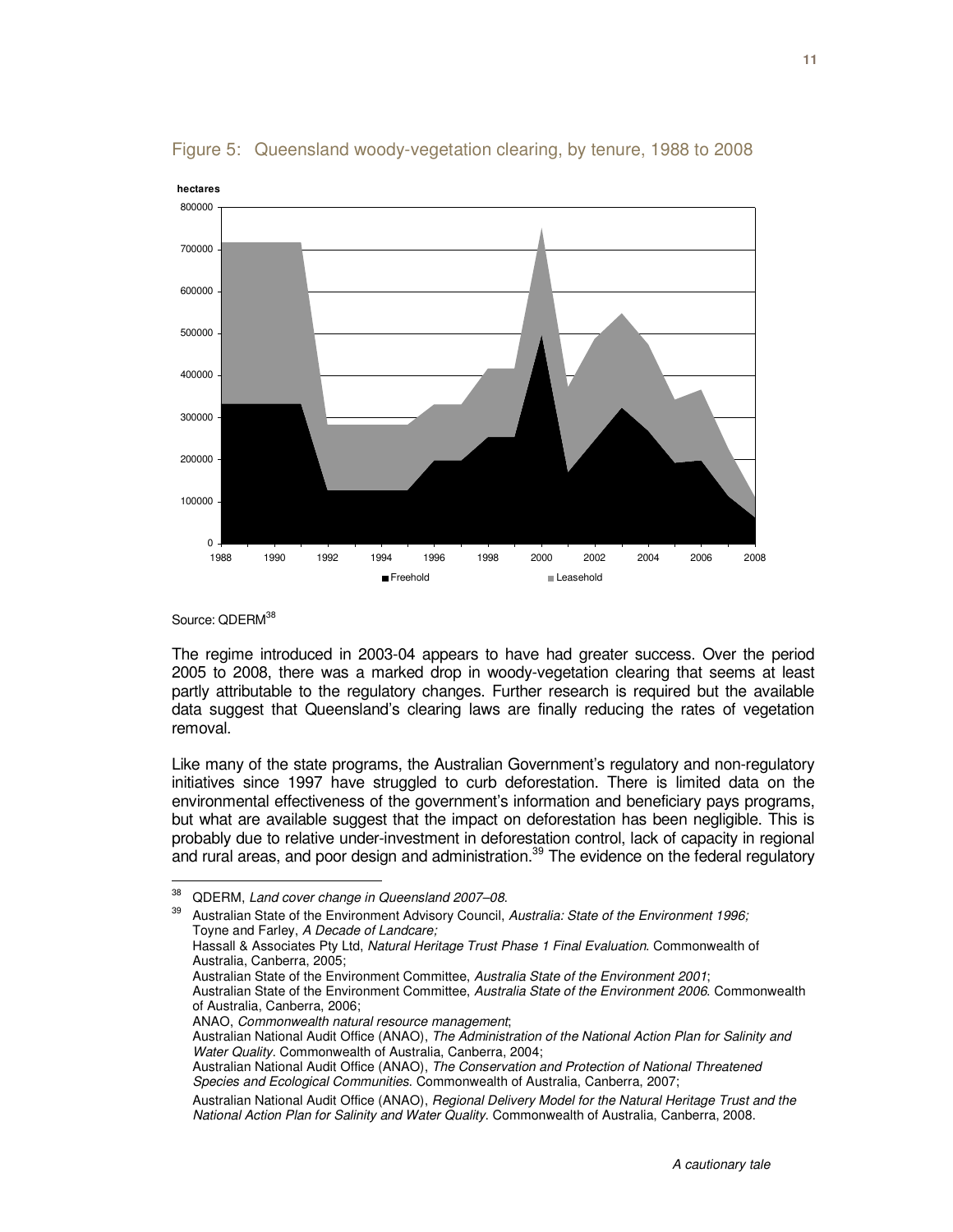Figure 5: Queensland woody-vegetation clearing, by tenure, 1988 to 2008

Source: QDERM[38]

The regime introduced in 2003-04 appears to have had greater success. Over the period 2005 to 2008, there was a marked drop in woody-vegetation clearing that seems at least partly attributable to the regulatory changes. Further research is required but the available data suggest that Queensland's clearing laws are finally reducing the rates of vegetation removal.

Like many of the state programs, the Australian Government's regulatory and non-regulatory initiatives since 1997 have struggled to curb deforestation. There is limited data on the environmental effectiveness of the government's information and beneficiary pays programs, but what are available suggest that the impact on deforestation has been negligible. This is probably due to relative under-investment in deforestation control, lack of capacity in regional and rural areas, and poor design and administration.[39] The evidence on the federal regulatory

---

[38] QDERM, *Land cover change in Queensland 2007–08*.

[39] Australian State of the Environment Advisory Council, *Australia: State of the Environment 1996;* Toyne and Farley, *A Decade of Landcare;*
Hassall & Associates Pty Ltd, *Natural Heritage Trust Phase 1 Final Evaluation*. Commonwealth of Australia, Canberra, 2005;
Australian State of the Environment Committee, *Australia State of the Environment 2001*;
Australian State of the Environment Committee, *Australia State of the Environment 2006*. Commonwealth of Australia, Canberra, 2006;
ANAO, *Commonwealth natural resource management*;
Australian National Audit Office (ANAO), *The Administration of the National Action Plan for Salinity and Water Quality*. Commonwealth of Australia, Canberra, 2004;
Australian National Audit Office (ANAO), *The Conservation and Protection of National Threatened Species and Ecological Communities*. Commonwealth of Australia, Canberra, 2007;
Australian National Audit Office (ANAO), *Regional Delivery Model for the Natural Heritage Trust and the National Action Plan for Salinity and Water Quality*. Commonwealth of Australia, Canberra, 2008.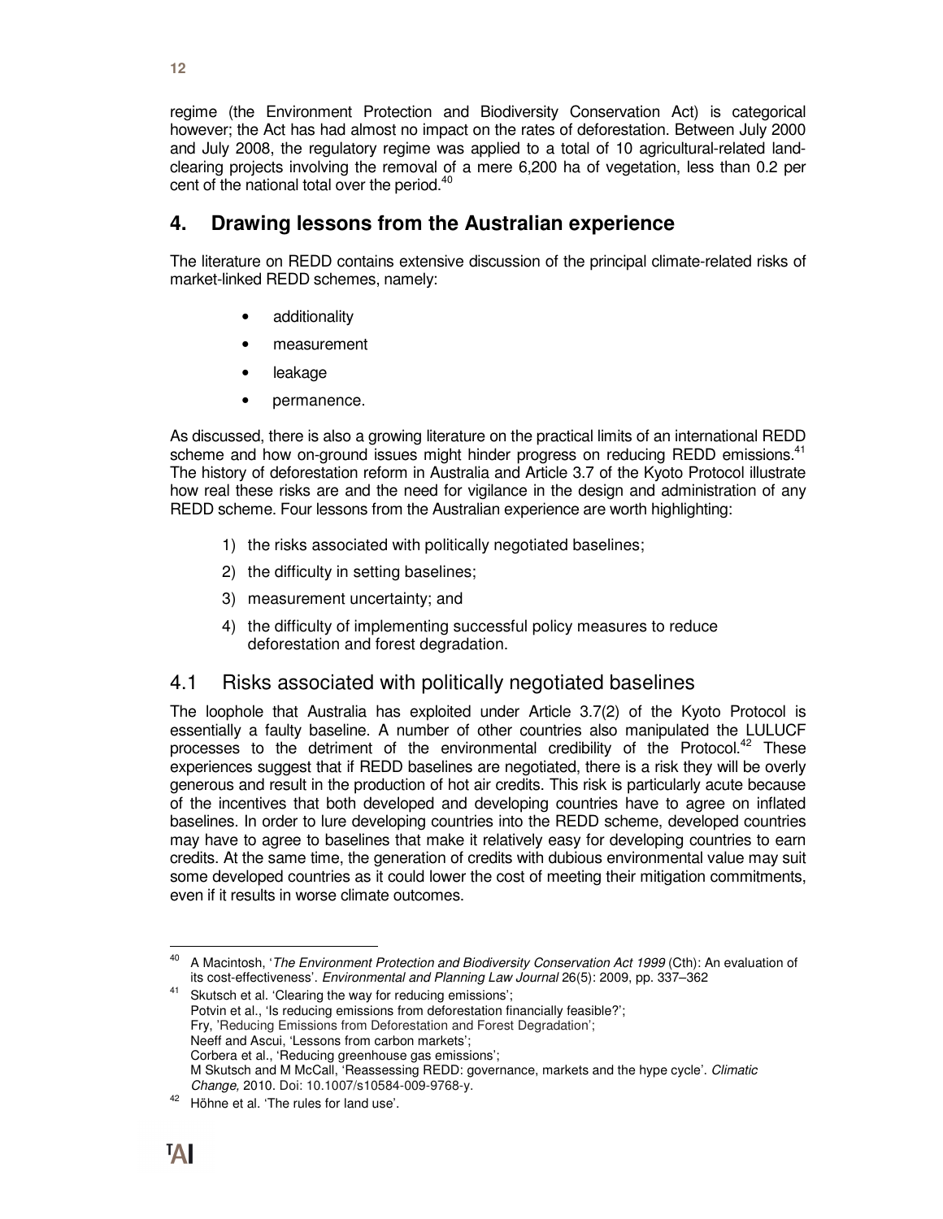regime (the Environment Protection and Biodiversity Conservation Act) is categorical however; the Act has had almost no impact on the rates of deforestation. Between July 2000 and July 2008, the regulatory regime was applied to a total of 10 agricultural-related land-clearing projects involving the removal of a mere 6,200 ha of vegetation, less than 0.2 per cent of the national total over the period.[40]

## 4. Drawing lessons from the Australian experience

The literature on REDD contains extensive discussion of the principal climate-related risks of market-linked REDD schemes, namely:

- additionality
- measurement
- leakage
- permanence.

As discussed, there is also a growing literature on the practical limits of an international REDD scheme and how on-ground issues might hinder progress on reducing REDD emissions.[41] The history of deforestation reform in Australia and Article 3.7 of the Kyoto Protocol illustrate how real these risks are and the need for vigilance in the design and administration of any REDD scheme. Four lessons from the Australian experience are worth highlighting:

1) the risks associated with politically negotiated baselines;
2) the difficulty in setting baselines;
3) measurement uncertainty; and
4) the difficulty of implementing successful policy measures to reduce deforestation and forest degradation.

### 4.1 Risks associated with politically negotiated baselines

The loophole that Australia has exploited under Article 3.7(2) of the Kyoto Protocol is essentially a faulty baseline. A number of other countries also manipulated the LULUCF processes to the detriment of the environmental credibility of the Protocol.[42] These experiences suggest that if REDD baselines are negotiated, there is a risk they will be overly generous and result in the production of hot air credits. This risk is particularly acute because of the incentives that both developed and developing countries have to agree on inflated baselines. In order to lure developing countries into the REDD scheme, developed countries may have to agree to baselines that make it relatively easy for developing countries to earn credits. At the same time, the generation of credits with dubious environmental value may suit some developed countries as it could lower the cost of meeting their mitigation commitments, even if it results in worse climate outcomes.

---

[40] A Macintosh, '*The Environment Protection and Biodiversity Conservation Act 1999* (Cth): An evaluation of its cost-effectiveness'. *Environmental and Planning Law Journal* 26(5): 2009, pp. 337–362

[41] Skutsch et al. 'Clearing the way for reducing emissions';
Potvin et al., 'Is reducing emissions from deforestation financially feasible?';
Fry, 'Reducing Emissions from Deforestation and Forest Degradation';
Neeff and Ascui, 'Lessons from carbon markets';
Corbera et al., 'Reducing greenhouse gas emissions';
M Skutsch and M McCall, 'Reassessing REDD: governance, markets and the hype cycle'. *Climatic Change,* 2010. Doi: 10.1007/s10584-009-9768-y.

[42] Höhne et al. 'The rules for land use'.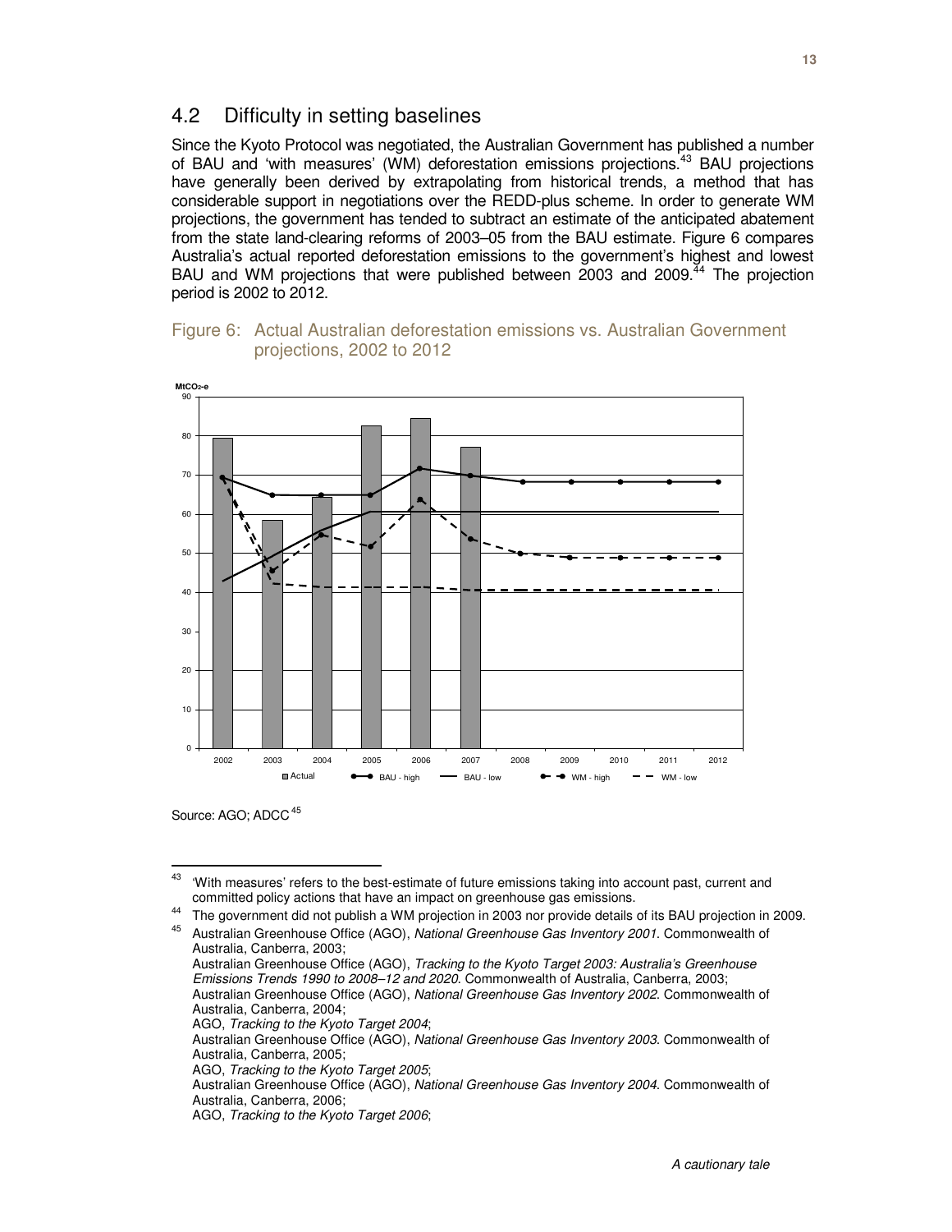## 4.2 Difficulty in setting baselines

Since the Kyoto Protocol was negotiated, the Australian Government has published a number of BAU and 'with measures' (WM) deforestation emissions projections.[43] BAU projections have generally been derived by extrapolating from historical trends, a method that has considerable support in negotiations over the REDD-plus scheme. In order to generate WM projections, the government has tended to subtract an estimate of the anticipated abatement from the state land-clearing reforms of 2003–05 from the BAU estimate. Figure 6 compares Australia's actual reported deforestation emissions to the government's highest and lowest BAU and WM projections that were published between 2003 and 2009.[44] The projection period is 2002 to 2012.

Figure 6: Actual Australian deforestation emissions vs. Australian Government projections, 2002 to 2012

Source: AGO; ADCC[45]

---

[43] 'With measures' refers to the best-estimate of future emissions taking into account past, current and committed policy actions that have an impact on greenhouse gas emissions.

[44] The government did not publish a WM projection in 2003 nor provide details of its BAU projection in 2009.

[45] Australian Greenhouse Office (AGO), *National Greenhouse Gas Inventory 2001*. Commonwealth of Australia, Canberra, 2003;
Australian Greenhouse Office (AGO), *Tracking to the Kyoto Target 2003: Australia's Greenhouse Emissions Trends 1990 to 2008–12 and 2020*. Commonwealth of Australia, Canberra, 2003;
Australian Greenhouse Office (AGO), *National Greenhouse Gas Inventory 2002*. Commonwealth of Australia, Canberra, 2004;
AGO, *Tracking to the Kyoto Target 2004*;
Australian Greenhouse Office (AGO), *National Greenhouse Gas Inventory 2003*. Commonwealth of Australia, Canberra, 2005;
AGO, *Tracking to the Kyoto Target 2005*;
Australian Greenhouse Office (AGO), *National Greenhouse Gas Inventory 2004*. Commonwealth of Australia, Canberra, 2006;
AGO, *Tracking to the Kyoto Target 2006*;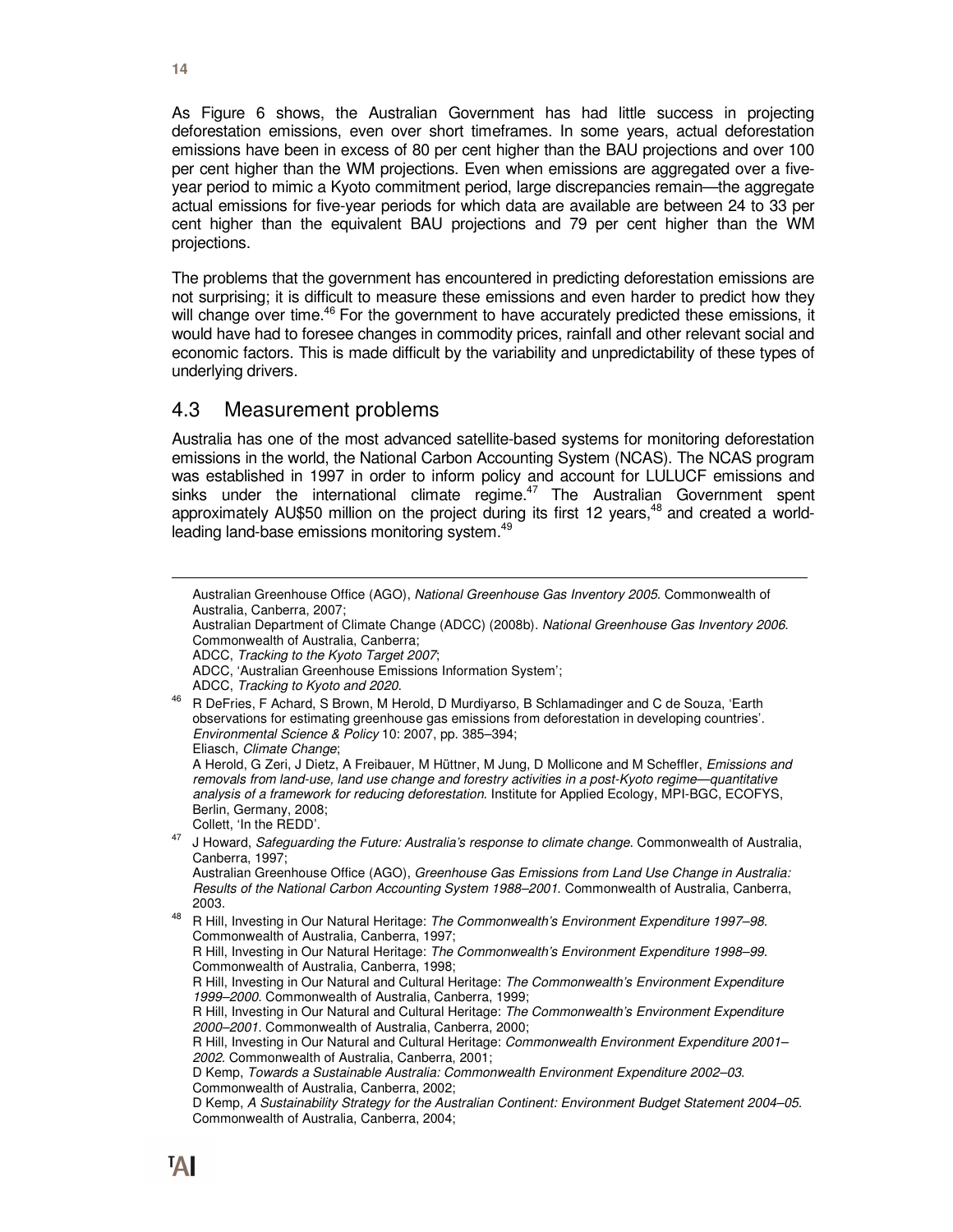As Figure 6 shows, the Australian Government has had little success in projecting deforestation emissions, even over short timeframes. In some years, actual deforestation emissions have been in excess of 80 per cent higher than the BAU projections and over 100 per cent higher than the WM projections. Even when emissions are aggregated over a five-year period to mimic a Kyoto commitment period, large discrepancies remain—the aggregate actual emissions for five-year periods for which data are available are between 24 to 33 per cent higher than the equivalent BAU projections and 79 per cent higher than the WM projections.

The problems that the government has encountered in predicting deforestation emissions are not surprising; it is difficult to measure these emissions and even harder to predict how they will change over time.[46] For the government to have accurately predicted these emissions, it would have had to foresee changes in commodity prices, rainfall and other relevant social and economic factors. This is made difficult by the variability and unpredictability of these types of underlying drivers.

## 4.3 Measurement problems

Australia has one of the most advanced satellite-based systems for monitoring deforestation emissions in the world, the National Carbon Accounting System (NCAS). The NCAS program was established in 1997 in order to inform policy and account for LULUCF emissions and sinks under the international climate regime.[47] The Australian Government spent approximately AU$50 million on the project during its first 12 years,[48] and created a world-leading land-base emissions monitoring system.[49]

---

Australian Greenhouse Office (AGO), *National Greenhouse Gas Inventory 2005*. Commonwealth of Australia, Canberra, 2007;
Australian Department of Climate Change (ADCC) (2008b). *National Greenhouse Gas Inventory 2006*. Commonwealth of Australia, Canberra;
ADCC, *Tracking to the Kyoto Target 2007*;
ADCC, 'Australian Greenhouse Emissions Information System';
ADCC, *Tracking to Kyoto and 2020*.

[46] R DeFries, F Achard, S Brown, M Herold, D Murdiyarso, B Schlamadinger and C de Souza, 'Earth observations for estimating greenhouse gas emissions from deforestation in developing countries'. *Environmental Science & Policy* 10: 2007, pp. 385–394;
Eliasch, *Climate Change*;
A Herold, G Zeri, J Dietz, A Freibauer, M Hüttner, M Jung, D Mollicone and M Scheffler, *Emissions and removals from land-use, land use change and forestry activities in a post-Kyoto regime—quantitative analysis of a framework for reducing deforestation*. Institute for Applied Ecology, MPI-BGC, ECOFYS, Berlin, Germany, 2008;
Collett, 'In the REDD'.

[47] J Howard, *Safeguarding the Future: Australia's response to climate change*. Commonwealth of Australia, Canberra, 1997;
Australian Greenhouse Office (AGO), *Greenhouse Gas Emissions from Land Use Change in Australia: Results of the National Carbon Accounting System 1988–2001*. Commonwealth of Australia, Canberra, 2003.

[48] R Hill, Investing in Our Natural Heritage: *The Commonwealth's Environment Expenditure 1997–98*. Commonwealth of Australia, Canberra, 1997;
R Hill, Investing in Our Natural Heritage: *The Commonwealth's Environment Expenditure 1998–99*. Commonwealth of Australia, Canberra, 1998;
R Hill, Investing in Our Natural and Cultural Heritage: *The Commonwealth's Environment Expenditure 1999–2000*. Commonwealth of Australia, Canberra, 1999;
R Hill, Investing in Our Natural and Cultural Heritage: *The Commonwealth's Environment Expenditure 2000–2001*. Commonwealth of Australia, Canberra, 2000;
R Hill, Investing in Our Natural and Cultural Heritage: *Commonwealth Environment Expenditure 2001–2002*. Commonwealth of Australia, Canberra, 2001;
D Kemp, *Towards a Sustainable Australia: Commonwealth Environment Expenditure 2002–03*. Commonwealth of Australia, Canberra, 2002;
D Kemp, *A Sustainability Strategy for the Australian Continent: Environment Budget Statement 2004–05*. Commonwealth of Australia, Canberra, 2004;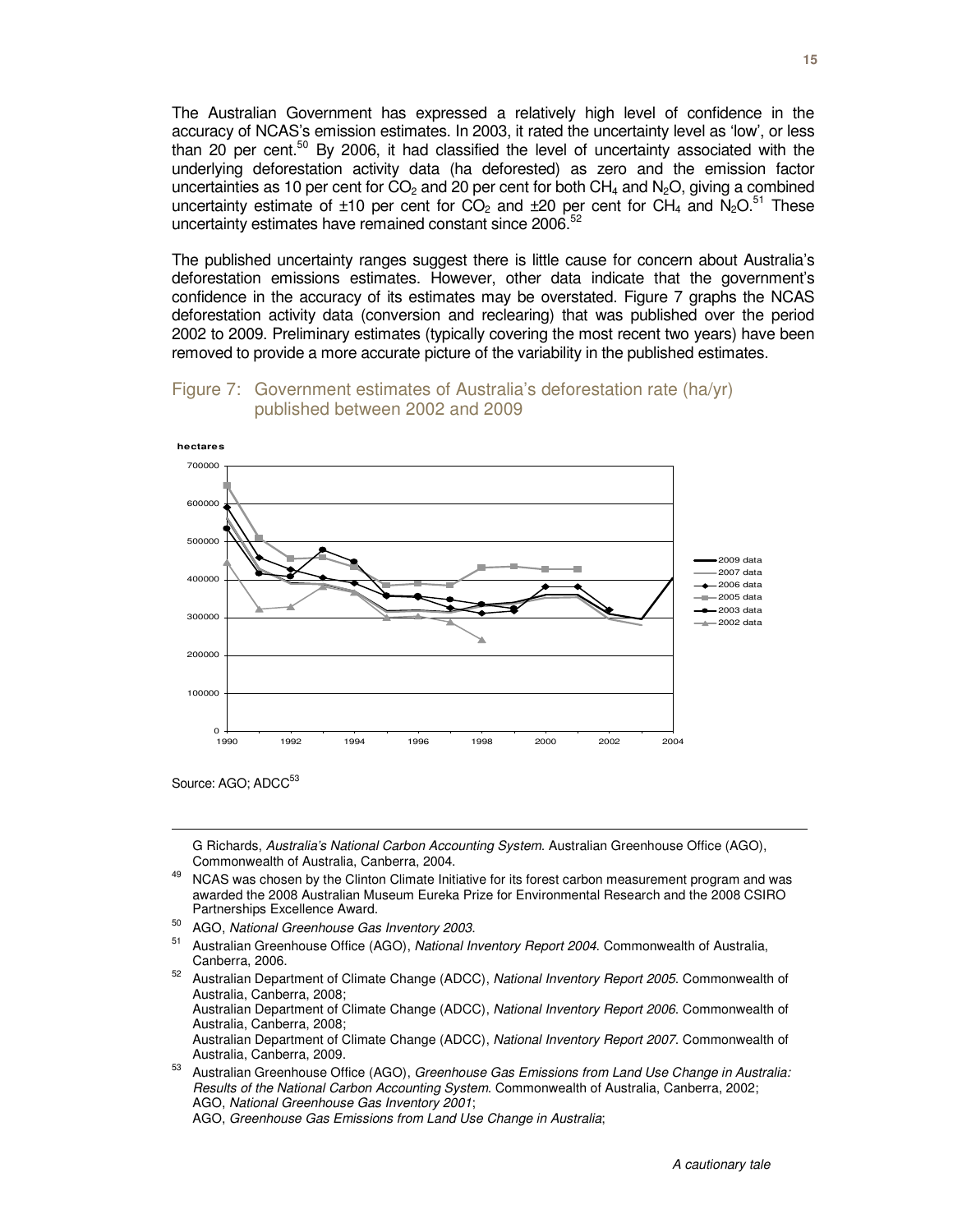The Australian Government has expressed a relatively high level of confidence in the accuracy of NCAS's emission estimates. In 2003, it rated the uncertainty level as 'low', or less than 20 per cent.[50] By 2006, it had classified the level of uncertainty associated with the underlying deforestation activity data (ha deforested) as zero and the emission factor uncertainties as 10 per cent for $CO_2$ and 20 per cent for both $CH_4$ and $N_2O$, giving a combined uncertainty estimate of ±10 per cent for $CO_2$ and ±20 per cent for $CH_4$ and $N_2O$.[51] These uncertainty estimates have remained constant since 2006.[52]

The published uncertainty ranges suggest there is little cause for concern about Australia's deforestation emissions estimates. However, other data indicate that the government's confidence in the accuracy of its estimates may be overstated. Figure 7 graphs the NCAS deforestation activity data (conversion and reclearing) that was published over the period 2002 to 2009. Preliminary estimates (typically covering the most recent two years) have been removed to provide a more accurate picture of the variability in the published estimates.

Figure 7: Government estimates of Australia's deforestation rate (ha/yr) published between 2002 and 2009

Source: AGO; ADCC[53]

---

G Richards, *Australia's National Carbon Accounting System*. Australian Greenhouse Office (AGO), Commonwealth of Australia, Canberra, 2004.

[49] NCAS was chosen by the Clinton Climate Initiative for its forest carbon measurement program and was awarded the 2008 Australian Museum Eureka Prize for Environmental Research and the 2008 CSIRO Partnerships Excellence Award.

[50] AGO, *National Greenhouse Gas Inventory 2003*.

[51] Australian Greenhouse Office (AGO), *National Inventory Report 2004*. Commonwealth of Australia, Canberra, 2006.

[52] Australian Department of Climate Change (ADCC), *National Inventory Report 2005*. Commonwealth of Australia, Canberra, 2008;
Australian Department of Climate Change (ADCC), *National Inventory Report 2006*. Commonwealth of Australia, Canberra, 2008;
Australian Department of Climate Change (ADCC), *National Inventory Report 2007*. Commonwealth of Australia, Canberra, 2009.

[53] Australian Greenhouse Office (AGO), *Greenhouse Gas Emissions from Land Use Change in Australia: Results of the National Carbon Accounting System*. Commonwealth of Australia, Canberra, 2002;
AGO, *National Greenhouse Gas Inventory 2001*;
AGO, *Greenhouse Gas Emissions from Land Use Change in Australia*;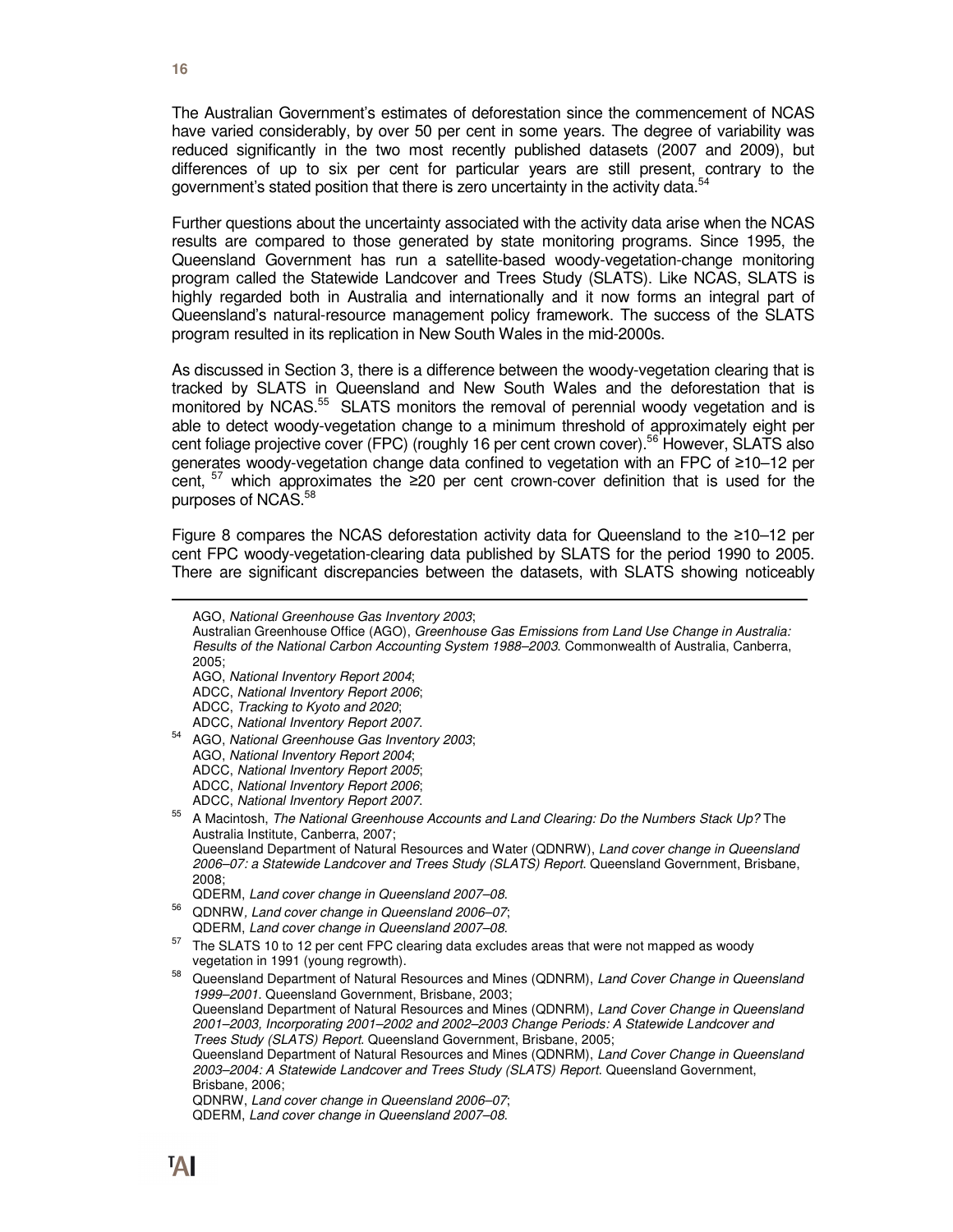The Australian Government's estimates of deforestation since the commencement of NCAS have varied considerably, by over 50 per cent in some years. The degree of variability was reduced significantly in the two most recently published datasets (2007 and 2009), but differences of up to six per cent for particular years are still present, contrary to the government's stated position that there is zero uncertainty in the activity data.[54]

Further questions about the uncertainty associated with the activity data arise when the NCAS results are compared to those generated by state monitoring programs. Since 1995, the Queensland Government has run a satellite-based woody-vegetation-change monitoring program called the Statewide Landcover and Trees Study (SLATS). Like NCAS, SLATS is highly regarded both in Australia and internationally and it now forms an integral part of Queensland's natural-resource management policy framework. The success of the SLATS program resulted in its replication in New South Wales in the mid-2000s.

As discussed in Section 3, there is a difference between the woody-vegetation clearing that is tracked by SLATS in Queensland and New South Wales and the deforestation that is monitored by NCAS.[55] SLATS monitors the removal of perennial woody vegetation and is able to detect woody-vegetation change to a minimum threshold of approximately eight per cent foliage projective cover (FPC) (roughly 16 per cent crown cover).[56] However, SLATS also generates woody-vegetation change data confined to vegetation with an FPC of ≥10–12 per cent, [57] which approximates the ≥20 per cent crown-cover definition that is used for the purposes of NCAS.[58]

Figure 8 compares the NCAS deforestation activity data for Queensland to the ≥10–12 per cent FPC woody-vegetation-clearing data published by SLATS for the period 1990 to 2005. There are significant discrepancies between the datasets, with SLATS showing noticeably

---

AGO, *National Greenhouse Gas Inventory 2003*;
Australian Greenhouse Office (AGO), *Greenhouse Gas Emissions from Land Use Change in Australia: Results of the National Carbon Accounting System 1988–2003*. Commonwealth of Australia, Canberra, 2005;
AGO, *National Inventory Report 2004*;
ADCC, *National Inventory Report 2006*;
ADCC, *Tracking to Kyoto and 2020*;
ADCC, *National Inventory Report 2007*.

[54] AGO, *National Greenhouse Gas Inventory 2003*;
AGO, *National Inventory Report 2004*;
ADCC, *National Inventory Report 2005*;
ADCC, *National Inventory Report 2006*;
ADCC, *National Inventory Report 2007*.

[55] A Macintosh, *The National Greenhouse Accounts and Land Clearing: Do the Numbers Stack Up?* The Australia Institute, Canberra, 2007;
Queensland Department of Natural Resources and Water (QDNRW), *Land cover change in Queensland 2006–07: a Statewide Landcover and Trees Study (SLATS) Report*. Queensland Government, Brisbane, 2008;
QDERM, *Land cover change in Queensland 2007–08*.

[56] QDNRW, *Land cover change in Queensland 2006–07*;
QDERM, *Land cover change in Queensland 2007–08*.

[57] The SLATS 10 to 12 per cent FPC clearing data excludes areas that were not mapped as woody vegetation in 1991 (young regrowth).

[58] Queensland Department of Natural Resources and Mines (QDNRM), *Land Cover Change in Queensland 1999–2001*. Queensland Government, Brisbane, 2003;
Queensland Department of Natural Resources and Mines (QDNRM), *Land Cover Change in Queensland 2001–2003, Incorporating 2001–2002 and 2002–2003 Change Periods: A Statewide Landcover and Trees Study (SLATS) Report*. Queensland Government, Brisbane, 2005;
Queensland Department of Natural Resources and Mines (QDNRM), *Land Cover Change in Queensland 2003–2004: A Statewide Landcover and Trees Study (SLATS) Report*. Queensland Government, Brisbane, 2006;
QDNRW, *Land cover change in Queensland 2006–07*;
QDERM, *Land cover change in Queensland 2007–08*.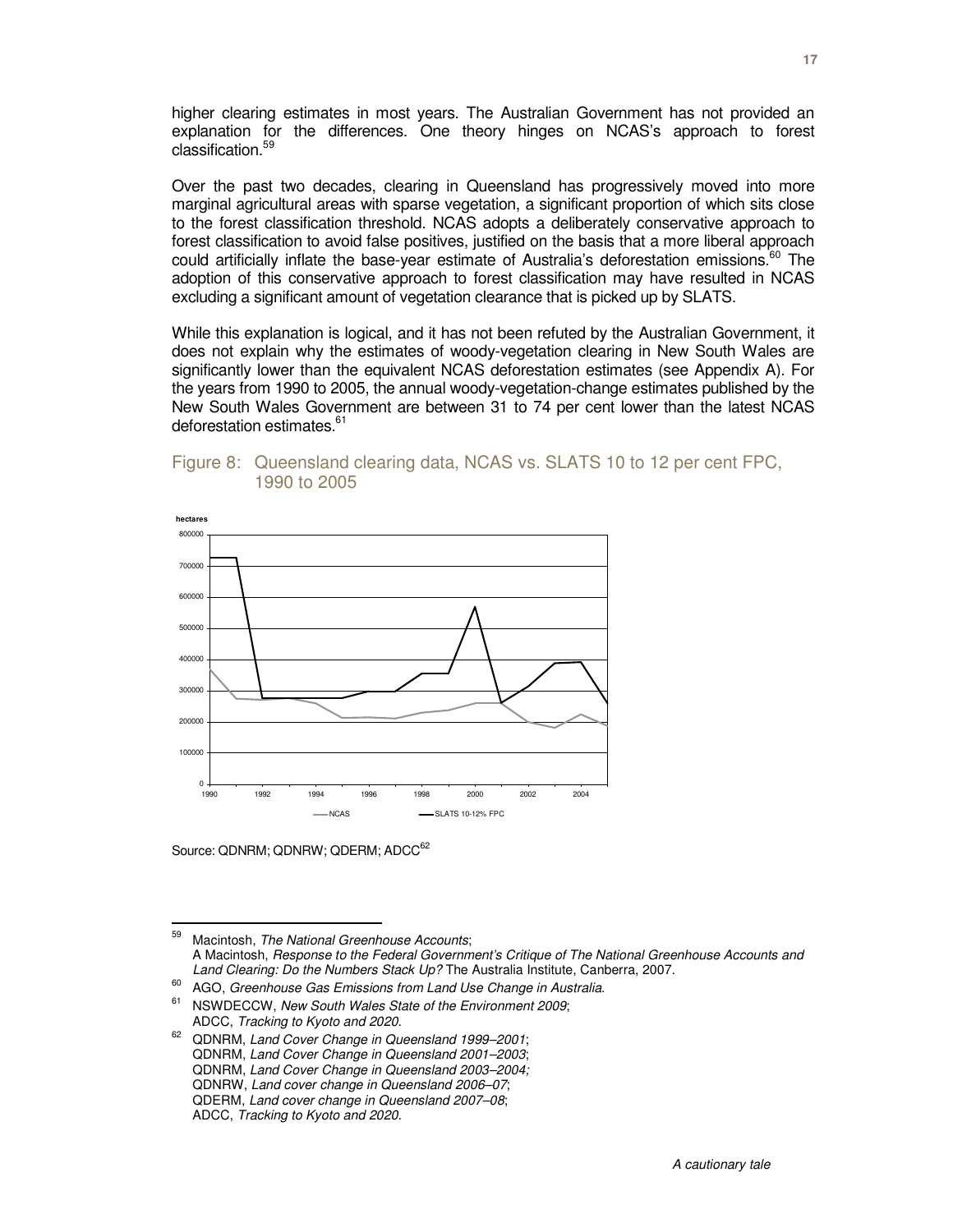higher clearing estimates in most years. The Australian Government has not provided an explanation for the differences. One theory hinges on NCAS's approach to forest classification.[59]

Over the past two decades, clearing in Queensland has progressively moved into more marginal agricultural areas with sparse vegetation, a significant proportion of which sits close to the forest classification threshold. NCAS adopts a deliberately conservative approach to forest classification to avoid false positives, justified on the basis that a more liberal approach could artificially inflate the base-year estimate of Australia's deforestation emissions.[60] The adoption of this conservative approach to forest classification may have resulted in NCAS excluding a significant amount of vegetation clearance that is picked up by SLATS.

While this explanation is logical, and it has not been refuted by the Australian Government, it does not explain why the estimates of woody-vegetation clearing in New South Wales are significantly lower than the equivalent NCAS deforestation estimates (see Appendix A). For the years from 1990 to 2005, the annual woody-vegetation-change estimates published by the New South Wales Government are between 31 to 74 per cent lower than the latest NCAS deforestation estimates.[61]

## Figure 8: Queensland clearing data, NCAS vs. SLATS 10 to 12 per cent FPC, 1990 to 2005

Source: QDNRM; QDNRW; QDERM; ADCC[62]

---

[59] Macintosh, *The National Greenhouse Accounts*; A Macintosh, *Response to the Federal Government's Critique of The National Greenhouse Accounts and Land Clearing: Do the Numbers Stack Up?* The Australia Institute, Canberra, 2007.

[60] AGO, *Greenhouse Gas Emissions from Land Use Change in Australia*.

[61] NSWDECCW, *New South Wales State of the Environment 2009*; ADCC, *Tracking to Kyoto and 2020*.

[62] QDNRM, *Land Cover Change in Queensland 1999–2001*; QDNRM, *Land Cover Change in Queensland 2001–2003*; QDNRM, *Land Cover Change in Queensland 2003–2004;* QDNRW, *Land cover change in Queensland 2006–07*; QDERM, *Land cover change in Queensland 2007–08*; ADCC, *Tracking to Kyoto and 2020*.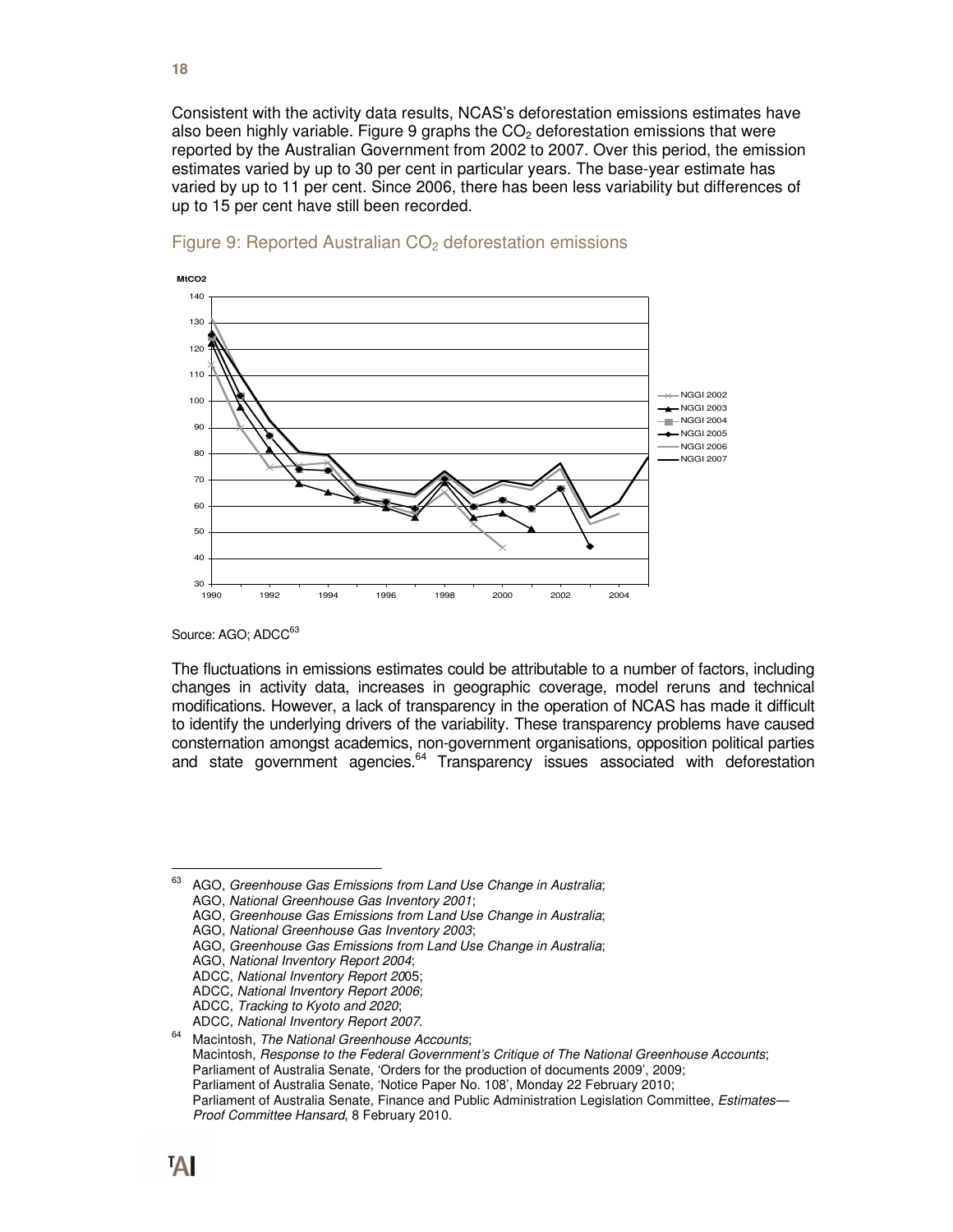Consistent with the activity data results, NCAS's deforestation emissions estimates have also been highly variable. Figure 9 graphs the $CO_2$ deforestation emissions that were reported by the Australian Government from 2002 to 2007. Over this period, the emission estimates varied by up to 30 per cent in particular years. The base-year estimate has varied by up to 11 per cent. Since 2006, there has been less variability but differences of up to 15 per cent have still been recorded.

## Figure 9: Reported Australian $CO_2$ deforestation emissions

Source: AGO; ADCC[63]

The fluctuations in emissions estimates could be attributable to a number of factors, including changes in activity data, increases in geographic coverage, model reruns and technical modifications. However, a lack of transparency in the operation of NCAS has made it difficult to identify the underlying drivers of the variability. These transparency problems have caused consternation amongst academics, non-government organisations, opposition political parties and state government agencies.[64] Transparency issues associated with deforestation

---

[63] AGO, *Greenhouse Gas Emissions from Land Use Change in Australia*;
AGO, *National Greenhouse Gas Inventory 2001*;
AGO, *Greenhouse Gas Emissions from Land Use Change in Australia*;
AGO, *National Greenhouse Gas Inventory 2003*;
AGO, *Greenhouse Gas Emissions from Land Use Change in Australia*;
AGO, *National Inventory Report 2004*;
ADCC, *National Inventory Report 2005*;
ADCC, *National Inventory Report 2006*;
ADCC, *Tracking to Kyoto and 2020*;
ADCC, *National Inventory Report 2007*.

[64] Macintosh, *The National Greenhouse Accounts*;
Macintosh, *Response to the Federal Government's Critique of The National Greenhouse Accounts*;
Parliament of Australia Senate, 'Orders for the production of documents 2009', 2009;
Parliament of Australia Senate, 'Notice Paper No. 108', Monday 22 February 2010;
Parliament of Australia Senate, Finance and Public Administration Legislation Committee, *Estimates—Proof Committee Hansard*, 8 February 2010.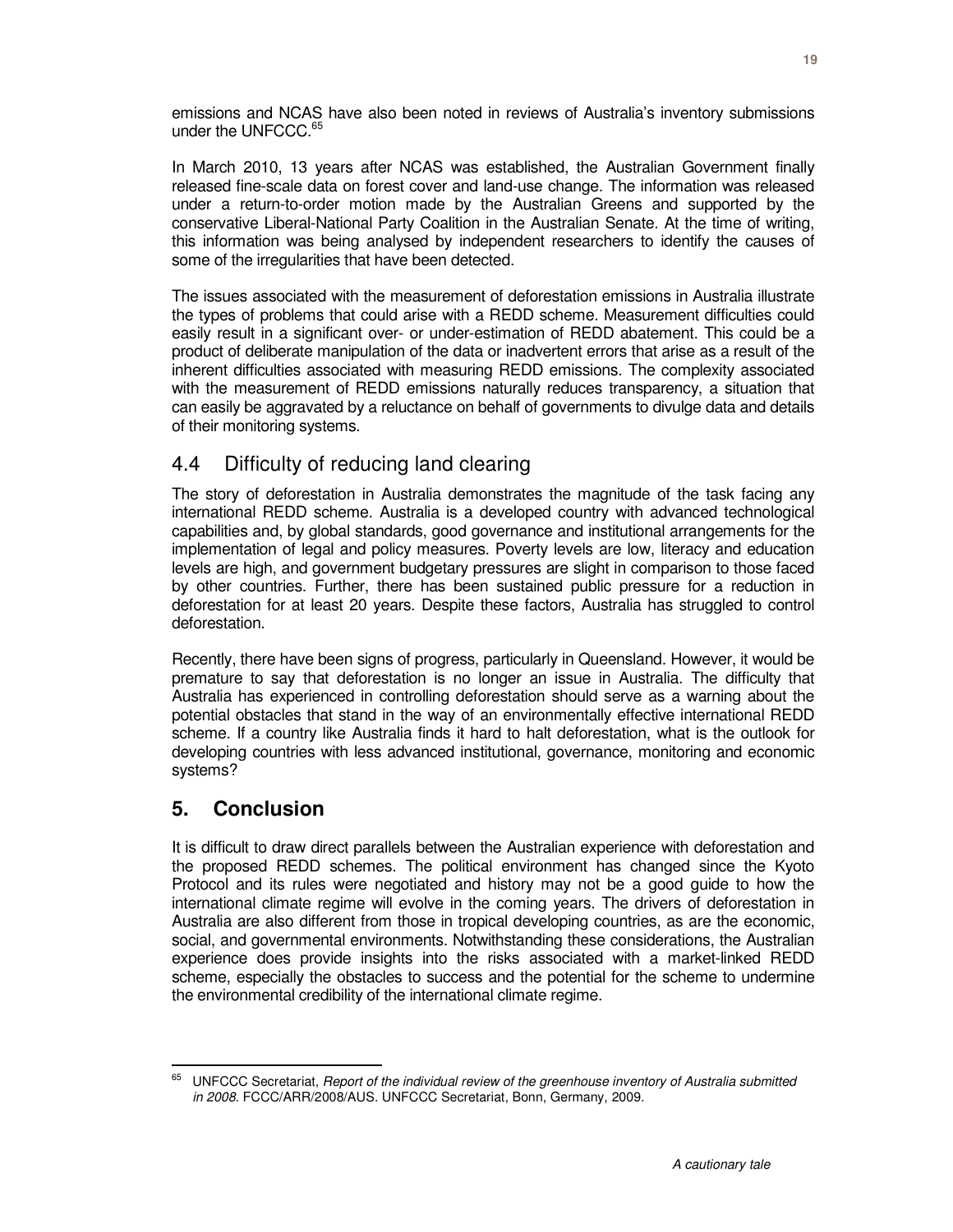emissions and NCAS have also been noted in reviews of Australia's inventory submissions under the UNFCCC.[65]

In March 2010, 13 years after NCAS was established, the Australian Government finally released fine-scale data on forest cover and land-use change. The information was released under a return-to-order motion made by the Australian Greens and supported by the conservative Liberal-National Party Coalition in the Australian Senate. At the time of writing, this information was being analysed by independent researchers to identify the causes of some of the irregularities that have been detected.

The issues associated with the measurement of deforestation emissions in Australia illustrate the types of problems that could arise with a REDD scheme. Measurement difficulties could easily result in a significant over- or under-estimation of REDD abatement. This could be a product of deliberate manipulation of the data or inadvertent errors that arise as a result of the inherent difficulties associated with measuring REDD emissions. The complexity associated with the measurement of REDD emissions naturally reduces transparency, a situation that can easily be aggravated by a reluctance on behalf of governments to divulge data and details of their monitoring systems.

## 4.4 Difficulty of reducing land clearing

The story of deforestation in Australia demonstrates the magnitude of the task facing any international REDD scheme. Australia is a developed country with advanced technological capabilities and, by global standards, good governance and institutional arrangements for the implementation of legal and policy measures. Poverty levels are low, literacy and education levels are high, and government budgetary pressures are slight in comparison to those faced by other countries. Further, there has been sustained public pressure for a reduction in deforestation for at least 20 years. Despite these factors, Australia has struggled to control deforestation.

Recently, there have been signs of progress, particularly in Queensland. However, it would be premature to say that deforestation is no longer an issue in Australia. The difficulty that Australia has experienced in controlling deforestation should serve as a warning about the potential obstacles that stand in the way of an environmentally effective international REDD scheme. If a country like Australia finds it hard to halt deforestation, what is the outlook for developing countries with less advanced institutional, governance, monitoring and economic systems?

# 5. Conclusion

It is difficult to draw direct parallels between the Australian experience with deforestation and the proposed REDD schemes. The political environment has changed since the Kyoto Protocol and its rules were negotiated and history may not be a good guide to how the international climate regime will evolve in the coming years. The drivers of deforestation in Australia are also different from those in tropical developing countries, as are the economic, social, and governmental environments. Notwithstanding these considerations, the Australian experience does provide insights into the risks associated with a market-linked REDD scheme, especially the obstacles to success and the potential for the scheme to undermine the environmental credibility of the international climate regime.

---

[65] UNFCCC Secretariat, *Report of the individual review of the greenhouse inventory of Australia submitted in 2008*. FCCC/ARR/2008/AUS. UNFCCC Secretariat, Bonn, Germany, 2009.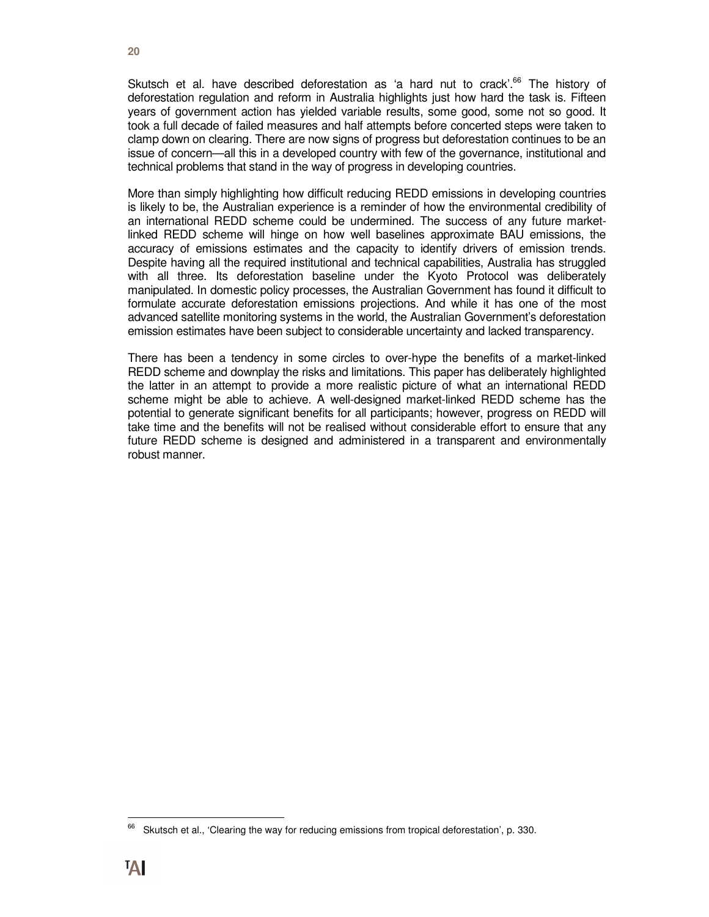Skutsch et al. have described deforestation as 'a hard nut to crack'.[66] The history of deforestation regulation and reform in Australia highlights just how hard the task is. Fifteen years of government action has yielded variable results, some good, some not so good. It took a full decade of failed measures and half attempts before concerted steps were taken to clamp down on clearing. There are now signs of progress but deforestation continues to be an issue of concern—all this in a developed country with few of the governance, institutional and technical problems that stand in the way of progress in developing countries.

More than simply highlighting how difficult reducing REDD emissions in developing countries is likely to be, the Australian experience is a reminder of how the environmental credibility of an international REDD scheme could be undermined. The success of any future market-linked REDD scheme will hinge on how well baselines approximate BAU emissions, the accuracy of emissions estimates and the capacity to identify drivers of emission trends. Despite having all the required institutional and technical capabilities, Australia has struggled with all three. Its deforestation baseline under the Kyoto Protocol was deliberately manipulated. In domestic policy processes, the Australian Government has found it difficult to formulate accurate deforestation emissions projections. And while it has one of the most advanced satellite monitoring systems in the world, the Australian Government's deforestation emission estimates have been subject to considerable uncertainty and lacked transparency.

There has been a tendency in some circles to over-hype the benefits of a market-linked REDD scheme and downplay the risks and limitations. This paper has deliberately highlighted the latter in an attempt to provide a more realistic picture of what an international REDD scheme might be able to achieve. A well-designed market-linked REDD scheme has the potential to generate significant benefits for all participants; however, progress on REDD will take time and the benefits will not be realised without considerable effort to ensure that any future REDD scheme is designed and administered in a transparent and environmentally robust manner.

---

[66] Skutsch et al., 'Clearing the way for reducing emissions from tropical deforestation', p. 330.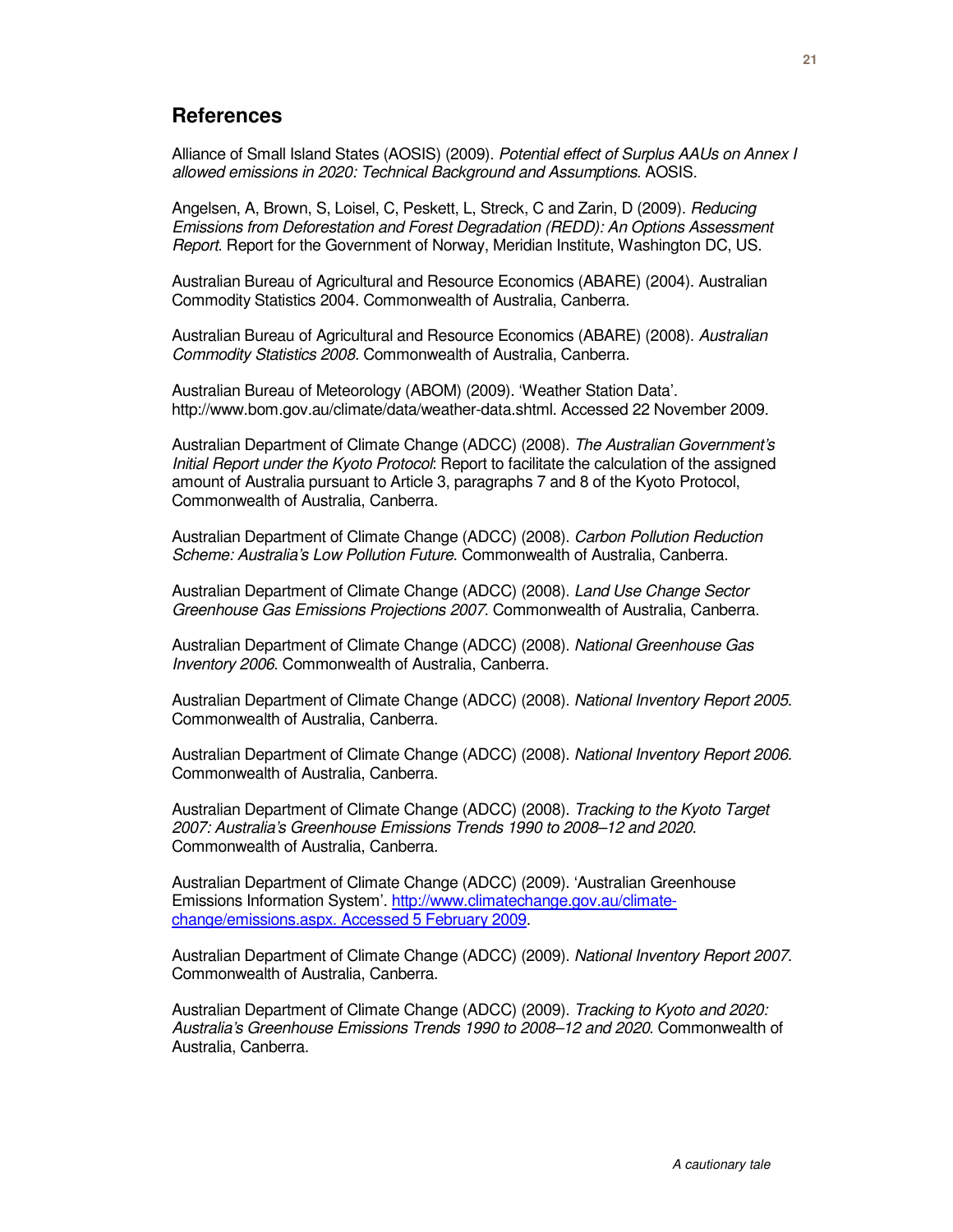## References

Alliance of Small Island States (AOSIS) (2009). *Potential effect of Surplus AAUs on Annex I allowed emissions in 2020: Technical Background and Assumptions*. AOSIS.

Angelsen, A, Brown, S, Loisel, C, Peskett, L, Streck, C and Zarin, D (2009). *Reducing Emissions from Deforestation and Forest Degradation (REDD): An Options Assessment Report*. Report for the Government of Norway, Meridian Institute, Washington DC, US.

Australian Bureau of Agricultural and Resource Economics (ABARE) (2004). Australian Commodity Statistics 2004. Commonwealth of Australia, Canberra.

Australian Bureau of Agricultural and Resource Economics (ABARE) (2008). *Australian Commodity Statistics 2008*. Commonwealth of Australia, Canberra.

Australian Bureau of Meteorology (ABOM) (2009). 'Weather Station Data'. http://www.bom.gov.au/climate/data/weather-data.shtml. Accessed 22 November 2009.

Australian Department of Climate Change (ADCC) (2008). *The Australian Government's Initial Report under the Kyoto Protocol*: Report to facilitate the calculation of the assigned amount of Australia pursuant to Article 3, paragraphs 7 and 8 of the Kyoto Protocol, Commonwealth of Australia, Canberra.

Australian Department of Climate Change (ADCC) (2008). *Carbon Pollution Reduction Scheme: Australia's Low Pollution Future*. Commonwealth of Australia, Canberra.

Australian Department of Climate Change (ADCC) (2008). *Land Use Change Sector Greenhouse Gas Emissions Projections 2007*. Commonwealth of Australia, Canberra.

Australian Department of Climate Change (ADCC) (2008). *National Greenhouse Gas Inventory 2006*. Commonwealth of Australia, Canberra.

Australian Department of Climate Change (ADCC) (2008). *National Inventory Report 2005*. Commonwealth of Australia, Canberra.

Australian Department of Climate Change (ADCC) (2008). *National Inventory Report 2006*. Commonwealth of Australia, Canberra.

Australian Department of Climate Change (ADCC) (2008). *Tracking to the Kyoto Target 2007: Australia's Greenhouse Emissions Trends 1990 to 2008–12 and 2020*. Commonwealth of Australia, Canberra.

Australian Department of Climate Change (ADCC) (2009). 'Australian Greenhouse Emissions Information System'. http://www.climatechange.gov.au/climate-change/emissions.aspx. Accessed 5 February 2009.

Australian Department of Climate Change (ADCC) (2009). *National Inventory Report 2007*. Commonwealth of Australia, Canberra.

Australian Department of Climate Change (ADCC) (2009). *Tracking to Kyoto and 2020: Australia's Greenhouse Emissions Trends 1990 to 2008–12 and 2020*. Commonwealth of Australia, Canberra.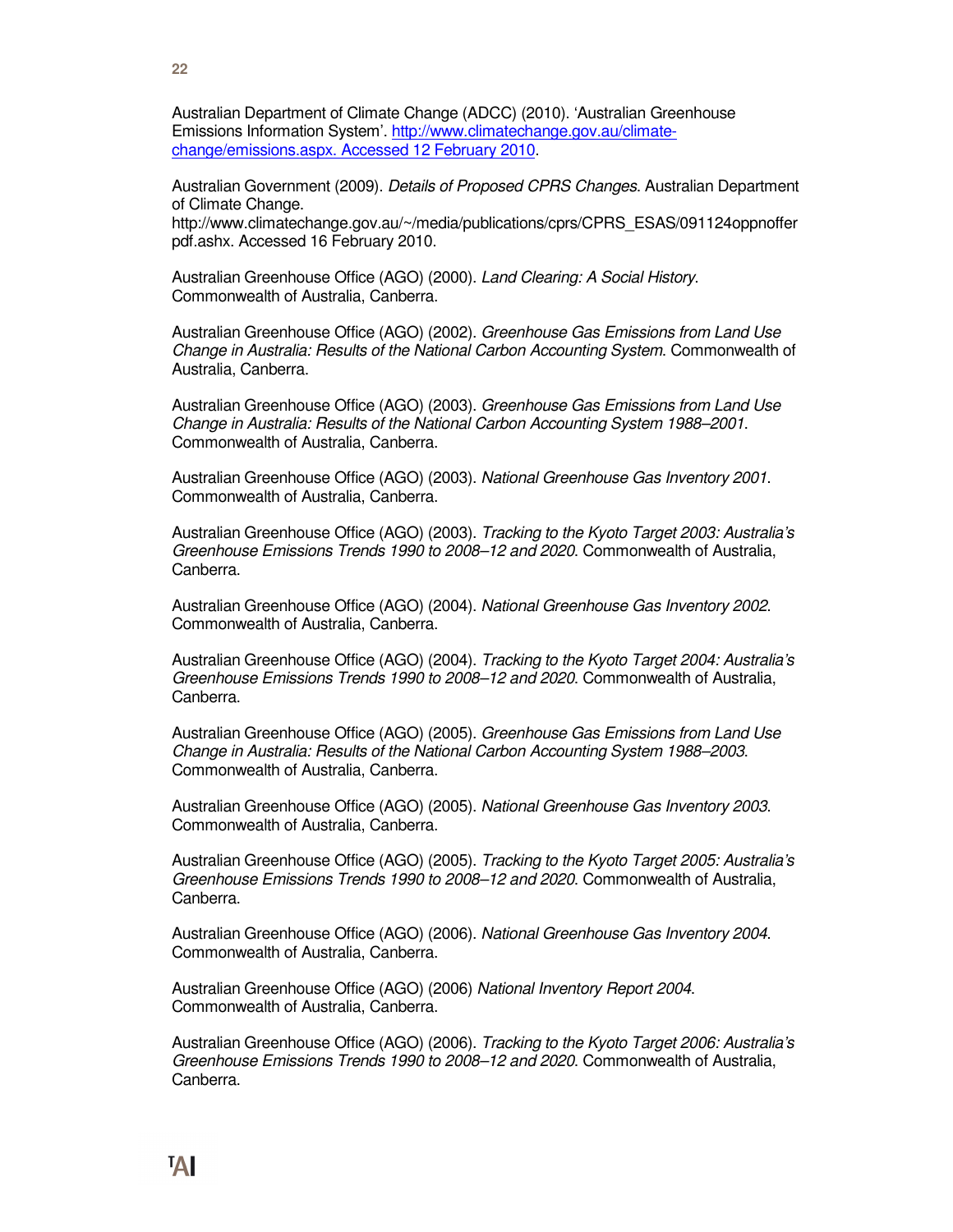Australian Department of Climate Change (ADCC) (2010). 'Australian Greenhouse Emissions Information System'. http://www.climatechange.gov.au/climate-change/emissions.aspx. Accessed 12 February 2010.

Australian Government (2009). *Details of Proposed CPRS Changes*. Australian Department of Climate Change. http://www.climatechange.gov.au/~/media/publications/cprs/CPRS_ESAS/091124oppnoffer pdf.ashx. Accessed 16 February 2010.

Australian Greenhouse Office (AGO) (2000). *Land Clearing: A Social History*. Commonwealth of Australia, Canberra.

Australian Greenhouse Office (AGO) (2002). *Greenhouse Gas Emissions from Land Use Change in Australia: Results of the National Carbon Accounting System*. Commonwealth of Australia, Canberra.

Australian Greenhouse Office (AGO) (2003). *Greenhouse Gas Emissions from Land Use Change in Australia: Results of the National Carbon Accounting System 1988–2001*. Commonwealth of Australia, Canberra.

Australian Greenhouse Office (AGO) (2003). *National Greenhouse Gas Inventory 2001*. Commonwealth of Australia, Canberra.

Australian Greenhouse Office (AGO) (2003). *Tracking to the Kyoto Target 2003: Australia's Greenhouse Emissions Trends 1990 to 2008–12 and 2020*. Commonwealth of Australia, Canberra.

Australian Greenhouse Office (AGO) (2004). *National Greenhouse Gas Inventory 2002*. Commonwealth of Australia, Canberra.

Australian Greenhouse Office (AGO) (2004). *Tracking to the Kyoto Target 2004: Australia's Greenhouse Emissions Trends 1990 to 2008–12 and 2020*. Commonwealth of Australia, Canberra.

Australian Greenhouse Office (AGO) (2005). *Greenhouse Gas Emissions from Land Use Change in Australia: Results of the National Carbon Accounting System 1988–2003*. Commonwealth of Australia, Canberra.

Australian Greenhouse Office (AGO) (2005). *National Greenhouse Gas Inventory 2003*. Commonwealth of Australia, Canberra.

Australian Greenhouse Office (AGO) (2005). *Tracking to the Kyoto Target 2005: Australia's Greenhouse Emissions Trends 1990 to 2008–12 and 2020*. Commonwealth of Australia, Canberra.

Australian Greenhouse Office (AGO) (2006). *National Greenhouse Gas Inventory 2004*. Commonwealth of Australia, Canberra.

Australian Greenhouse Office (AGO) (2006) *National Inventory Report 2004*. Commonwealth of Australia, Canberra.

Australian Greenhouse Office (AGO) (2006). *Tracking to the Kyoto Target 2006: Australia's Greenhouse Emissions Trends 1990 to 2008–12 and 2020*. Commonwealth of Australia, Canberra.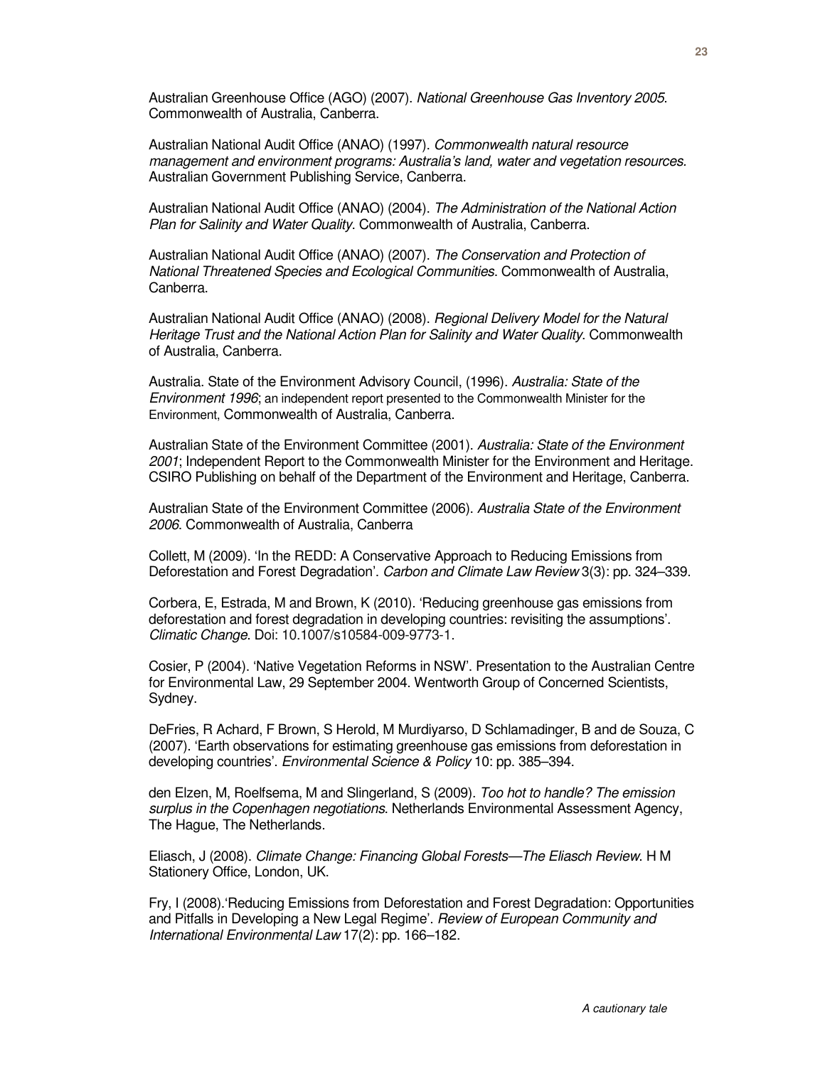Australian Greenhouse Office (AGO) (2007). *National Greenhouse Gas Inventory 2005*. Commonwealth of Australia, Canberra.

Australian National Audit Office (ANAO) (1997). *Commonwealth natural resource management and environment programs: Australia's land, water and vegetation resources.* Australian Government Publishing Service, Canberra.

Australian National Audit Office (ANAO) (2004). *The Administration of the National Action Plan for Salinity and Water Quality*. Commonwealth of Australia, Canberra.

Australian National Audit Office (ANAO) (2007). *The Conservation and Protection of National Threatened Species and Ecological Communities*. Commonwealth of Australia, Canberra.

Australian National Audit Office (ANAO) (2008). *Regional Delivery Model for the Natural Heritage Trust and the National Action Plan for Salinity and Water Quality*. Commonwealth of Australia, Canberra.

Australia. State of the Environment Advisory Council, (1996). *Australia: State of the Environment 1996*; an independent report presented to the Commonwealth Minister for the Environment, Commonwealth of Australia, Canberra.

Australian State of the Environment Committee (2001). *Australia: State of the Environment 2001*; Independent Report to the Commonwealth Minister for the Environment and Heritage. CSIRO Publishing on behalf of the Department of the Environment and Heritage, Canberra.

Australian State of the Environment Committee (2006). *Australia State of the Environment 2006*. Commonwealth of Australia, Canberra

Collett, M (2009). 'In the REDD: A Conservative Approach to Reducing Emissions from Deforestation and Forest Degradation'. *Carbon and Climate Law Review* 3(3): pp. 324–339.

Corbera, E, Estrada, M and Brown, K (2010). 'Reducing greenhouse gas emissions from deforestation and forest degradation in developing countries: revisiting the assumptions'. *Climatic Change*. Doi: 10.1007/s10584-009-9773-1.

Cosier, P (2004). 'Native Vegetation Reforms in NSW'. Presentation to the Australian Centre for Environmental Law, 29 September 2004. Wentworth Group of Concerned Scientists, Sydney.

DeFries, R Achard, F Brown, S Herold, M Murdiyarso, D Schlamadinger, B and de Souza, C (2007). 'Earth observations for estimating greenhouse gas emissions from deforestation in developing countries'. *Environmental Science & Policy* 10: pp. 385–394.

den Elzen, M, Roelfsema, M and Slingerland, S (2009). *Too hot to handle? The emission surplus in the Copenhagen negotiations*. Netherlands Environmental Assessment Agency, The Hague, The Netherlands.

Eliasch, J (2008). *Climate Change: Financing Global Forests—The Eliasch Review*. H M Stationery Office, London, UK.

Fry, I (2008).'Reducing Emissions from Deforestation and Forest Degradation: Opportunities and Pitfalls in Developing a New Legal Regime'. *Review of European Community and International Environmental Law* 17(2): pp. 166–182.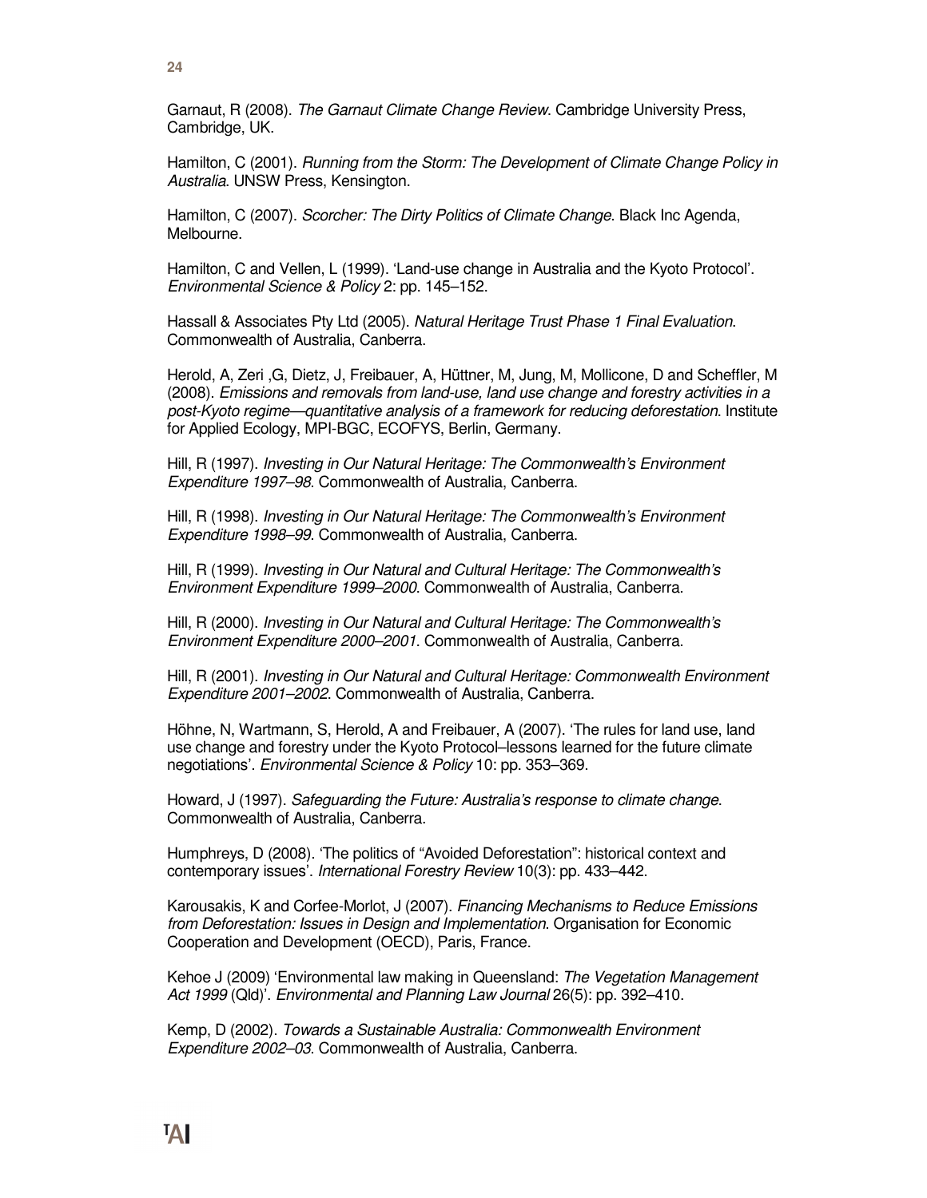Garnaut, R (2008). *The Garnaut Climate Change Review*. Cambridge University Press, Cambridge, UK.

Hamilton, C (2001). *Running from the Storm: The Development of Climate Change Policy in Australia*. UNSW Press, Kensington.

Hamilton, C (2007). *Scorcher: The Dirty Politics of Climate Change*. Black Inc Agenda, Melbourne.

Hamilton, C and Vellen, L (1999). 'Land-use change in Australia and the Kyoto Protocol'. *Environmental Science & Policy* 2: pp. 145–152.

Hassall & Associates Pty Ltd (2005). *Natural Heritage Trust Phase 1 Final Evaluation*. Commonwealth of Australia, Canberra.

Herold, A, Zeri ,G, Dietz, J, Freibauer, A, Hüttner, M, Jung, M, Mollicone, D and Scheffler, M (2008). *Emissions and removals from land-use, land use change and forestry activities in a post-Kyoto regime—quantitative analysis of a framework for reducing deforestation*. Institute for Applied Ecology, MPI-BGC, ECOFYS, Berlin, Germany.

Hill, R (1997). *Investing in Our Natural Heritage: The Commonwealth's Environment Expenditure 1997–98*. Commonwealth of Australia, Canberra.

Hill, R (1998). *Investing in Our Natural Heritage: The Commonwealth's Environment Expenditure 1998–99*. Commonwealth of Australia, Canberra.

Hill, R (1999). *Investing in Our Natural and Cultural Heritage: The Commonwealth's Environment Expenditure 1999–2000*. Commonwealth of Australia, Canberra.

Hill, R (2000). *Investing in Our Natural and Cultural Heritage: The Commonwealth's Environment Expenditure 2000–2001*. Commonwealth of Australia, Canberra.

Hill, R (2001). *Investing in Our Natural and Cultural Heritage: Commonwealth Environment Expenditure 2001–2002*. Commonwealth of Australia, Canberra.

Höhne, N, Wartmann, S, Herold, A and Freibauer, A (2007). 'The rules for land use, land use change and forestry under the Kyoto Protocol–lessons learned for the future climate negotiations'. *Environmental Science & Policy* 10: pp. 353–369.

Howard, J (1997). *Safeguarding the Future: Australia's response to climate change*. Commonwealth of Australia, Canberra.

Humphreys, D (2008). 'The politics of "Avoided Deforestation": historical context and contemporary issues'. *International Forestry Review* 10(3): pp. 433–442.

Karousakis, K and Corfee-Morlot, J (2007). *Financing Mechanisms to Reduce Emissions from Deforestation: Issues in Design and Implementation*. Organisation for Economic Cooperation and Development (OECD), Paris, France.

Kehoe J (2009) 'Environmental law making in Queensland: *The Vegetation Management Act 1999* (Qld)'. *Environmental and Planning Law Journal* 26(5): pp. 392–410.

Kemp, D (2002). *Towards a Sustainable Australia: Commonwealth Environment Expenditure 2002–03*. Commonwealth of Australia, Canberra.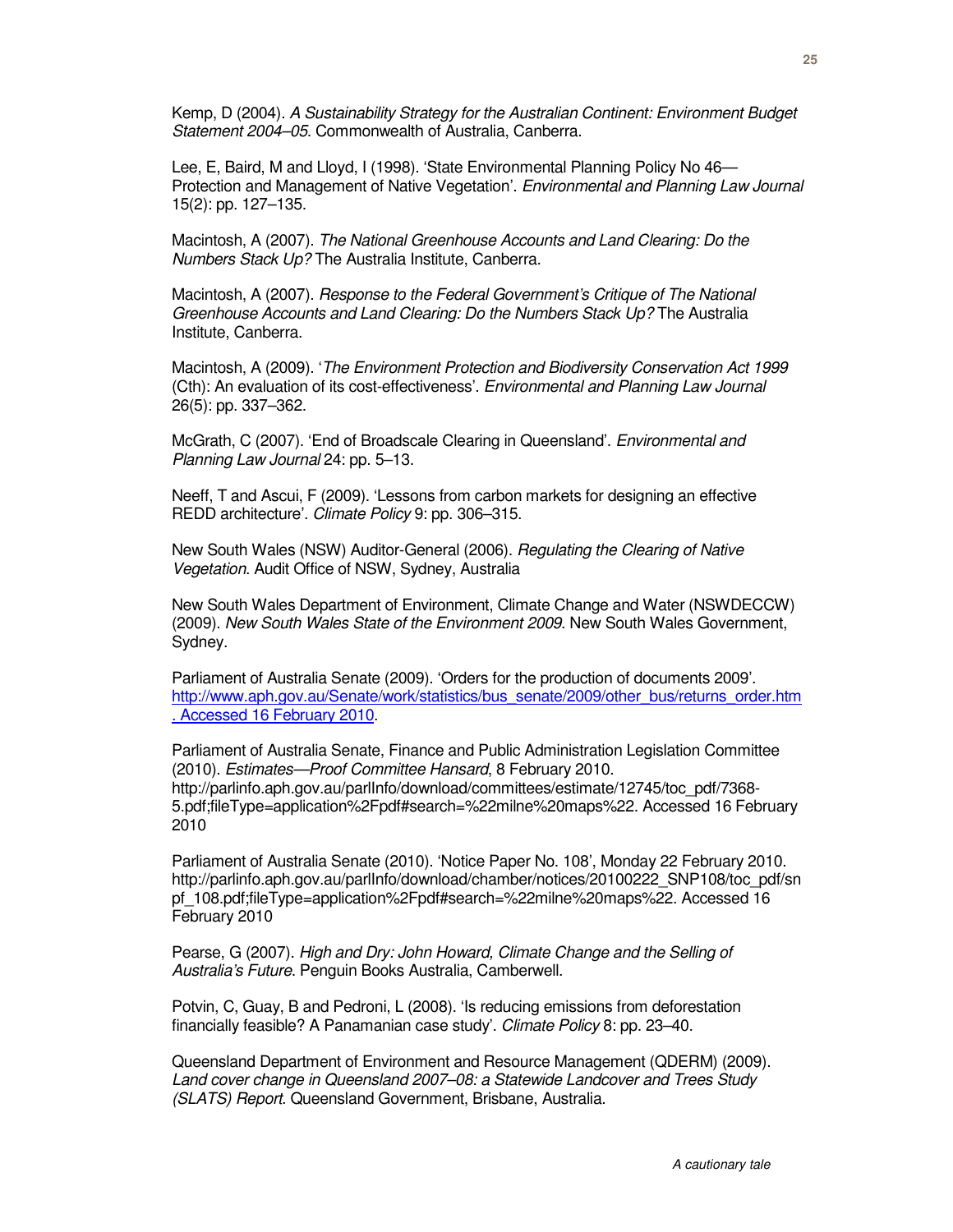Kemp, D (2004). *A Sustainability Strategy for the Australian Continent: Environment Budget Statement 2004–05*. Commonwealth of Australia, Canberra.

Lee, E, Baird, M and Lloyd, I (1998). 'State Environmental Planning Policy No 46—Protection and Management of Native Vegetation'. *Environmental and Planning Law Journal* 15(2): pp. 127–135.

Macintosh, A (2007). *The National Greenhouse Accounts and Land Clearing: Do the Numbers Stack Up?* The Australia Institute, Canberra.

Macintosh, A (2007). *Response to the Federal Government's Critique of The National Greenhouse Accounts and Land Clearing: Do the Numbers Stack Up?* The Australia Institute, Canberra.

Macintosh, A (2009). '*The Environment Protection and Biodiversity Conservation Act 1999* (Cth): An evaluation of its cost-effectiveness'. *Environmental and Planning Law Journal* 26(5): pp. 337–362.

McGrath, C (2007). 'End of Broadscale Clearing in Queensland'. *Environmental and Planning Law Journal* 24: pp. 5–13.

Neeff, T and Ascui, F (2009). 'Lessons from carbon markets for designing an effective REDD architecture'. *Climate Policy* 9: pp. 306–315.

New South Wales (NSW) Auditor-General (2006). *Regulating the Clearing of Native Vegetation*. Audit Office of NSW, Sydney, Australia

New South Wales Department of Environment, Climate Change and Water (NSWDECCW) (2009). *New South Wales State of the Environment 2009*. New South Wales Government, Sydney.

Parliament of Australia Senate (2009). 'Orders for the production of documents 2009'. http://www.aph.gov.au/Senate/work/statistics/bus_senate/2009/other_bus/returns_order.htm. Accessed 16 February 2010.

Parliament of Australia Senate, Finance and Public Administration Legislation Committee (2010). *Estimates—Proof Committee Hansard*, 8 February 2010. http://parlinfo.aph.gov.au/parlInfo/download/committees/estimate/12745/toc_pdf/7368-5.pdf;fileType=application%2Fpdf#search=%22milne%20maps%22. Accessed 16 February 2010

Parliament of Australia Senate (2010). 'Notice Paper No. 108', Monday 22 February 2010. http://parlinfo.aph.gov.au/parlInfo/download/chamber/notices/20100222_SNP108/toc_pdf/snpf_108.pdf;fileType=application%2Fpdf#search=%22milne%20maps%22. Accessed 16 February 2010

Pearse, G (2007). *High and Dry: John Howard, Climate Change and the Selling of Australia's Future*. Penguin Books Australia, Camberwell.

Potvin, C, Guay, B and Pedroni, L (2008). 'Is reducing emissions from deforestation financially feasible? A Panamanian case study'. *Climate Policy* 8: pp. 23–40.

Queensland Department of Environment and Resource Management (QDERM) (2009). *Land cover change in Queensland 2007–08: a Statewide Landcover and Trees Study (SLATS) Report*. Queensland Government, Brisbane, Australia.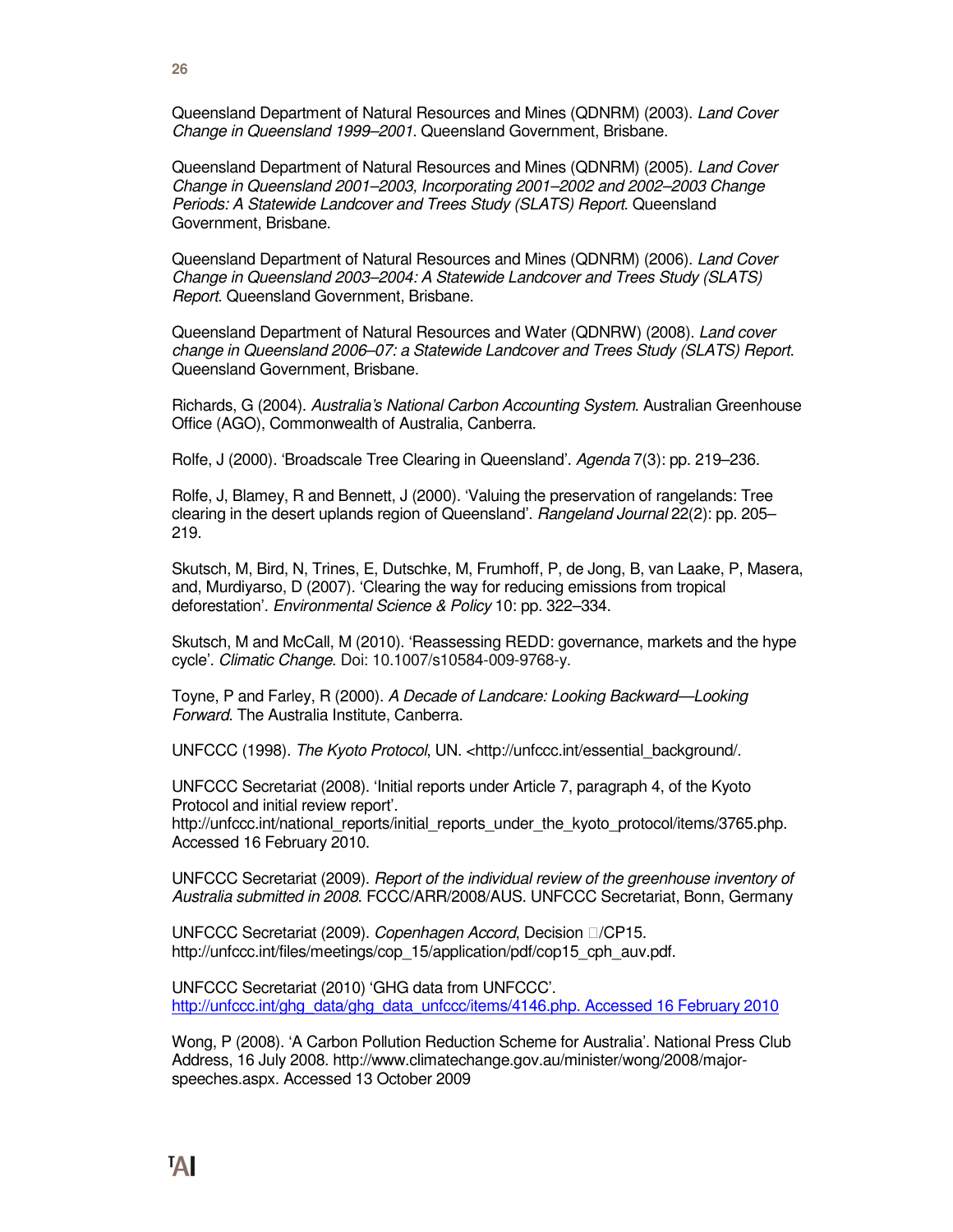Queensland Department of Natural Resources and Mines (QDNRM) (2003). *Land Cover Change in Queensland 1999–2001*. Queensland Government, Brisbane.

Queensland Department of Natural Resources and Mines (QDNRM) (2005). *Land Cover Change in Queensland 2001–2003, Incorporating 2001–2002 and 2002–2003 Change Periods: A Statewide Landcover and Trees Study (SLATS) Report*. Queensland Government, Brisbane.

Queensland Department of Natural Resources and Mines (QDNRM) (2006). *Land Cover Change in Queensland 2003–2004: A Statewide Landcover and Trees Study (SLATS) Report*. Queensland Government, Brisbane.

Queensland Department of Natural Resources and Water (QDNRW) (2008). *Land cover change in Queensland 2006–07: a Statewide Landcover and Trees Study (SLATS) Report*. Queensland Government, Brisbane.

Richards, G (2004). *Australia's National Carbon Accounting System*. Australian Greenhouse Office (AGO), Commonwealth of Australia, Canberra.

Rolfe, J (2000). 'Broadscale Tree Clearing in Queensland'. *Agenda* 7(3): pp. 219–236.

Rolfe, J, Blamey, R and Bennett, J (2000). 'Valuing the preservation of rangelands: Tree clearing in the desert uplands region of Queensland'. *Rangeland Journal* 22(2): pp. 205–219.

Skutsch, M, Bird, N, Trines, E, Dutschke, M, Frumhoff, P, de Jong, B, van Laake, P, Masera, and, Murdiyarso, D (2007). 'Clearing the way for reducing emissions from tropical deforestation'. *Environmental Science & Policy* 10: pp. 322–334.

Skutsch, M and McCall, M (2010). 'Reassessing REDD: governance, markets and the hype cycle'. *Climatic Change*. Doi: 10.1007/s10584-009-9768-y.

Toyne, P and Farley, R (2000). *A Decade of Landcare: Looking Backward—Looking Forward*. The Australia Institute, Canberra.

UNFCCC (1998). *The Kyoto Protocol*, UN. <http://unfccc.int/essential_background/.

UNFCCC Secretariat (2008). 'Initial reports under Article 7, paragraph 4, of the Kyoto Protocol and initial review report'. http://unfccc.int/national_reports/initial_reports_under_the_kyoto_protocol/items/3765.php. Accessed 16 February 2010.

UNFCCC Secretariat (2009). *Report of the individual review of the greenhouse inventory of Australia submitted in 2008*. FCCC/ARR/2008/AUS. UNFCCC Secretariat, Bonn, Germany

UNFCCC Secretariat (2009). *Copenhagen Accord*, Decision □/CP15. http://unfccc.int/files/meetings/cop_15/application/pdf/cop15_cph_auv.pdf.

UNFCCC Secretariat (2010) 'GHG data from UNFCCC'. http://unfccc.int/ghg_data/ghg_data_unfccc/items/4146.php. Accessed 16 February 2010

Wong, P (2008). 'A Carbon Pollution Reduction Scheme for Australia'. National Press Club Address, 16 July 2008. http://www.climatechange.gov.au/minister/wong/2008/major-speeches.aspx. Accessed 13 October 2009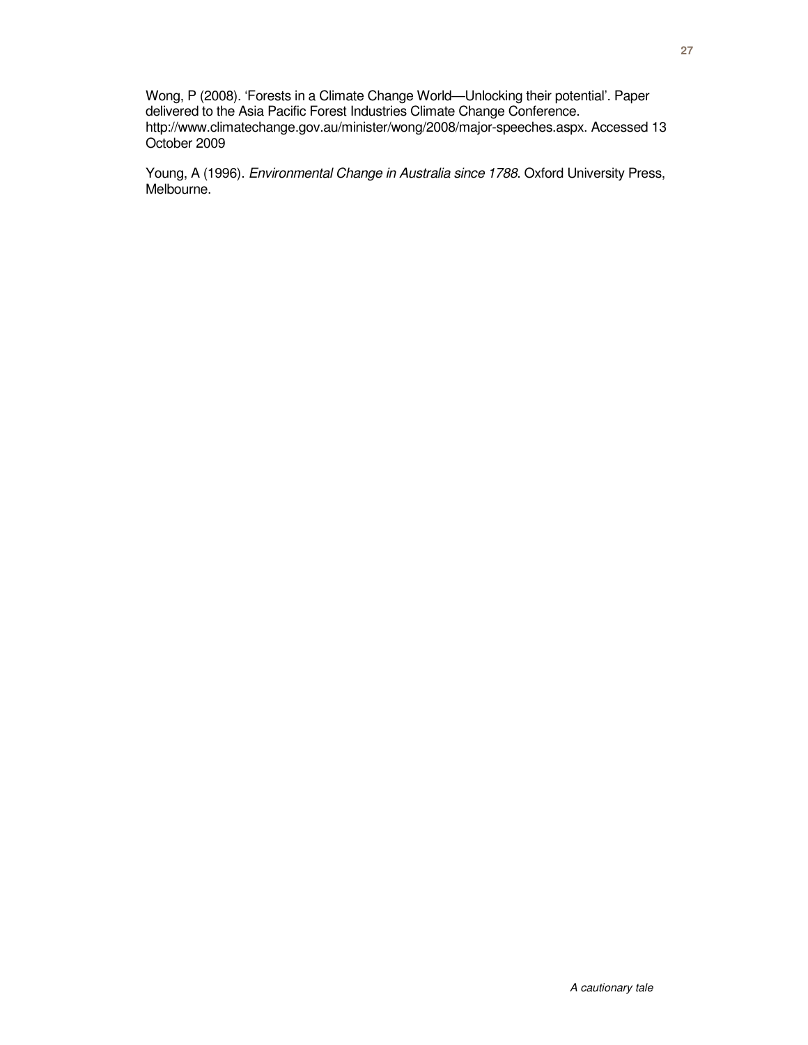Wong, P (2008). 'Forests in a Climate Change World—Unlocking their potential'. Paper delivered to the Asia Pacific Forest Industries Climate Change Conference. http://www.climatechange.gov.au/minister/wong/2008/major-speeches.aspx. Accessed 13 October 2009

Young, A (1996). *Environmental Change in Australia since 1788*. Oxford University Press, Melbourne.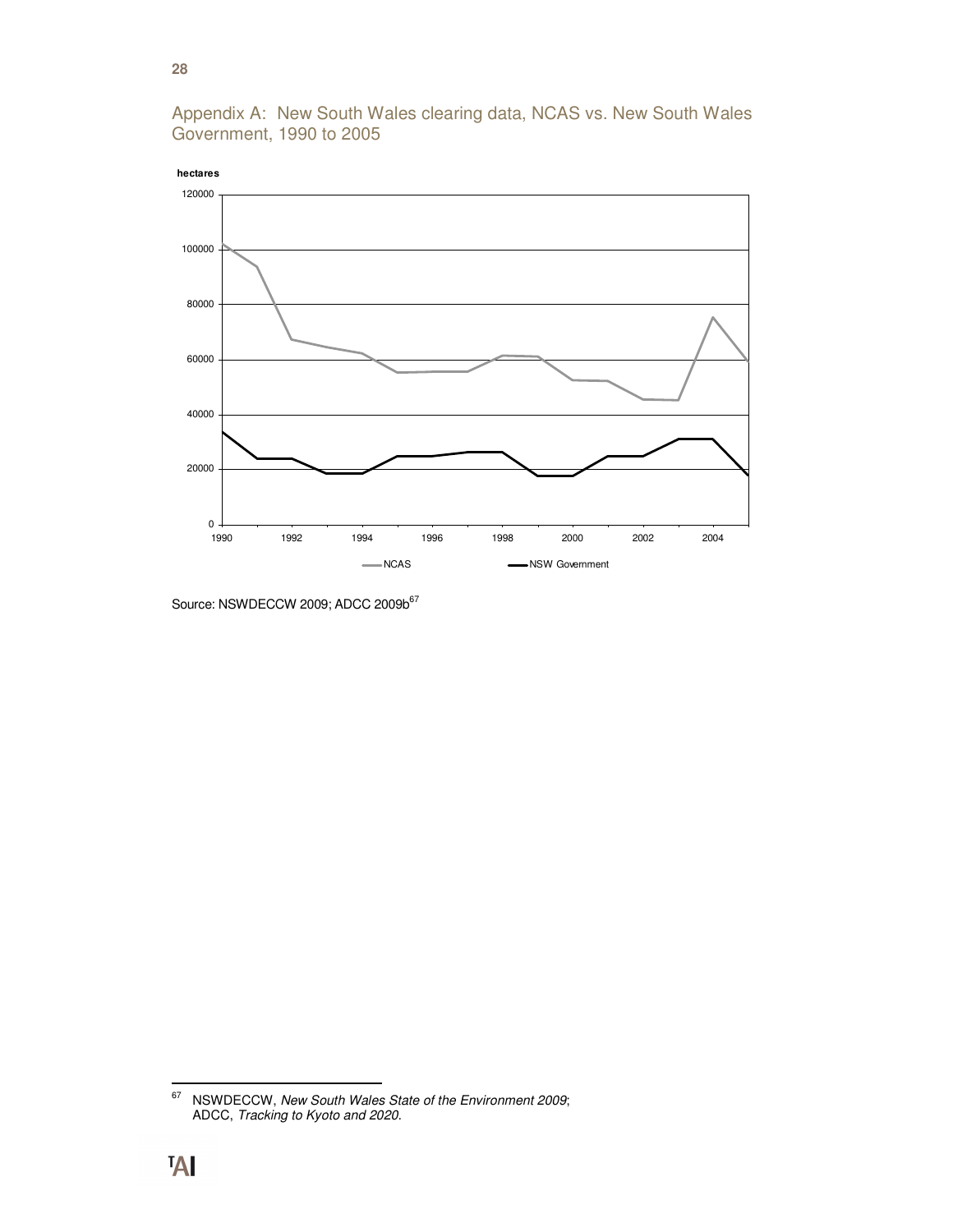## Appendix A: New South Wales clearing data, NCAS vs. New South Wales Government, 1990 to 2005

hectares

120000

100000

80000

60000

40000

20000

0

1990 1992 1994 1996 1998 2000 2002 2004

NCAS

NSW Government

Source: NSWDECCW 2009; ADCC 2009b[67]

[67] NSWDECCW, *New South Wales State of the Environment 2009*; ADCC, *Tracking to Kyoto and 2020*.